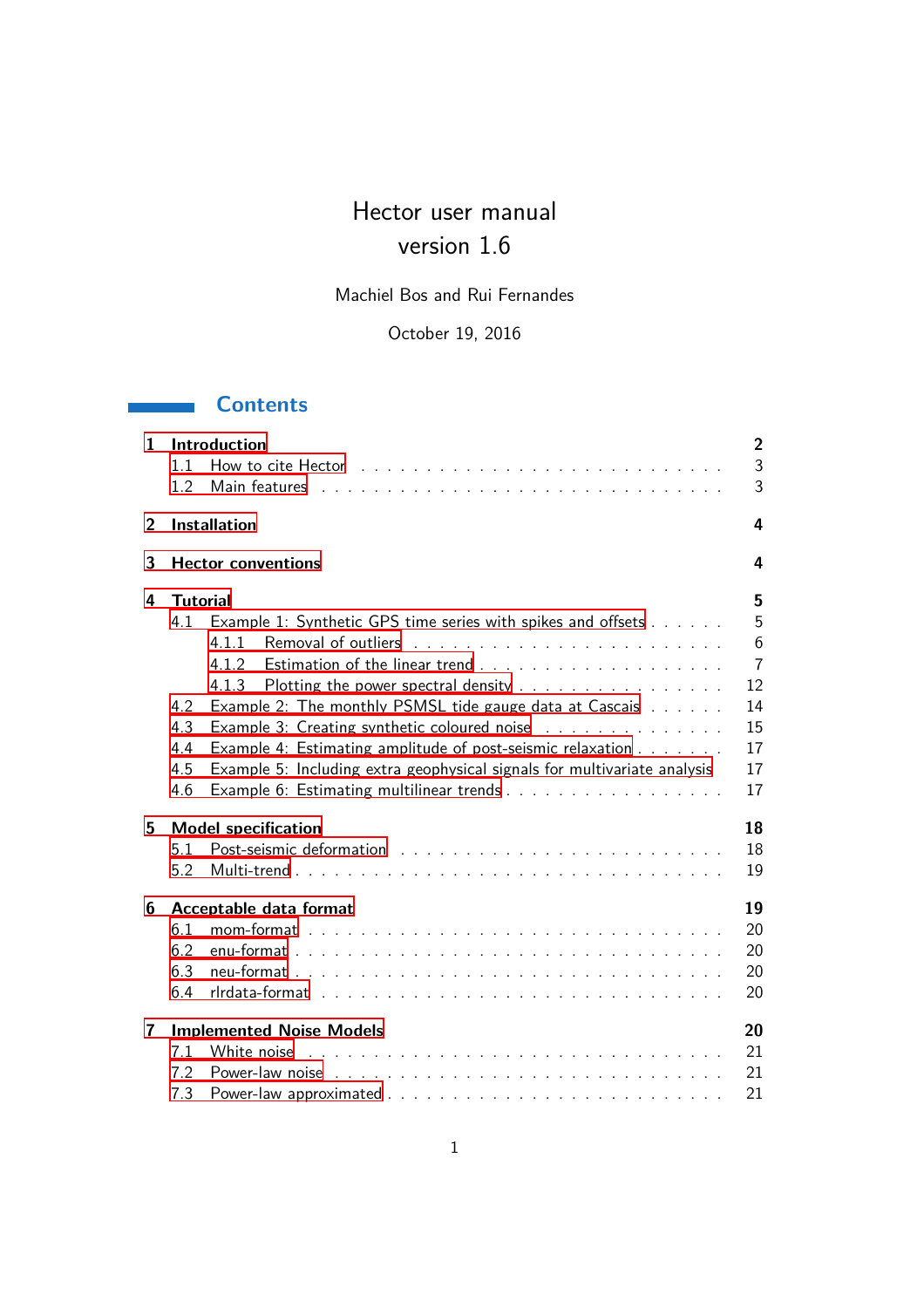# Hector user manual
# version 1.6

Machiel Bos and Rui Fernandes

October 19, 2016

## Contents

- **1 Introduction** — 2
  - 1.1 How to cite Hector — 3
  - 1.2 Main features — 3
- **2 Installation** — 4
- **3 Hector conventions** — 4
- **4 Tutorial** — 5
  - 4.1 Example 1: Synthetic GPS time series with spikes and offsets — 5
    - 4.1.1 Removal of outliers — 6
    - 4.1.2 Estimation of the linear trend — 7
    - 4.1.3 Plotting the power spectral density — 12
  - 4.2 Example 2: The monthly PSMSL tide gauge data at Cascais — 14
  - 4.3 Example 3: Creating synthetic coloured noise — 15
  - 4.4 Example 4: Estimating amplitude of post-seismic relaxation — 17
  - 4.5 Example 5: Including extra geophysical signals for multivariate analysis — 17
  - 4.6 Example 6: Estimating multilinear trends — 17
- **5 Model specification** — 18
  - 5.1 Post-seismic deformation — 18
  - 5.2 Multi-trend — 19
- **6 Acceptable data format** — 19
  - 6.1 mom-format — 20
  - 6.2 enu-format — 20
  - 6.3 neu-format — 20
  - 6.4 rlrdata-format — 20
- **7 Implemented Noise Models** — 20
  - 7.1 White noise — 21
  - 7.2 Power-law noise — 21
  - 7.3 Power-law approximated — 21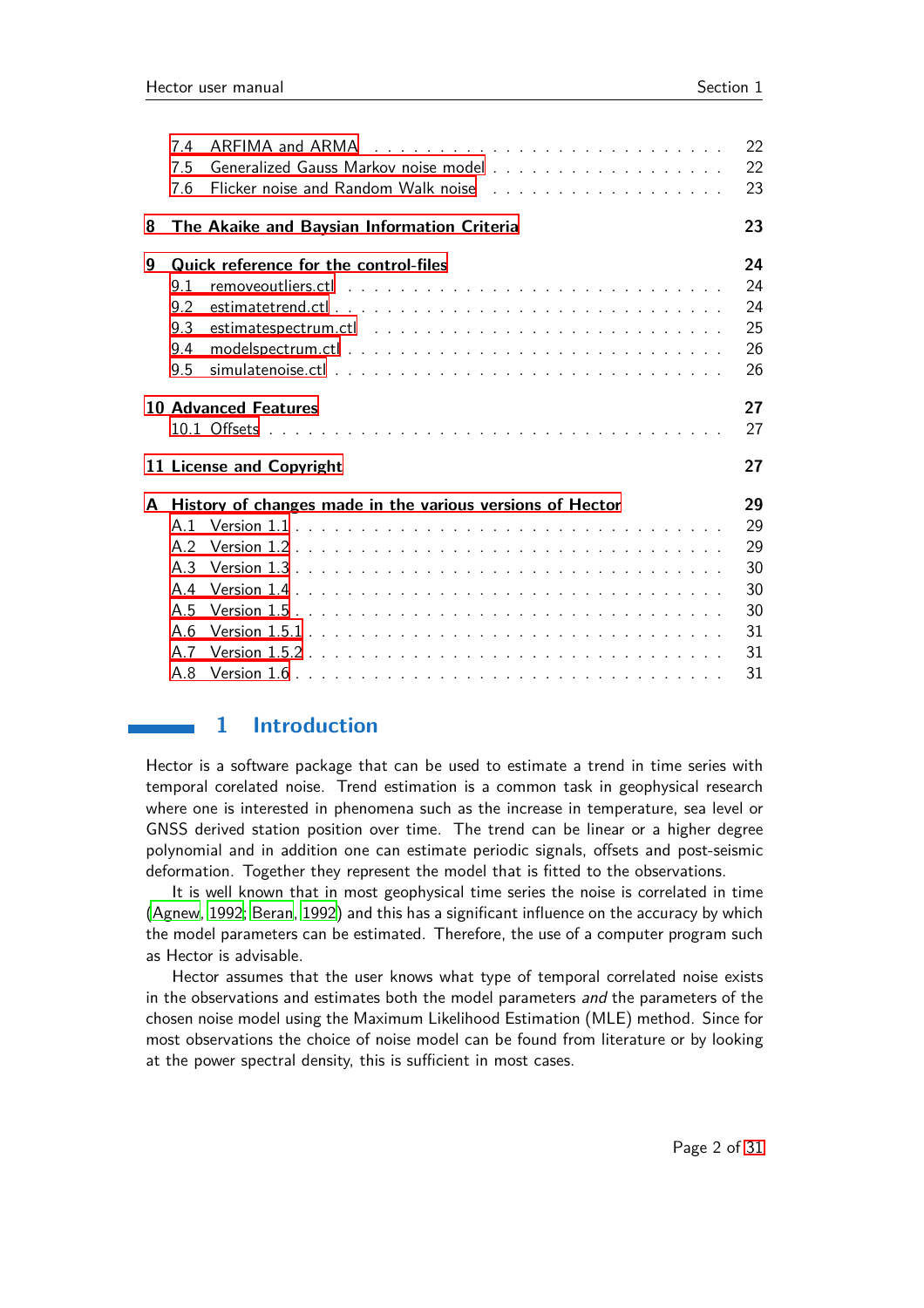7.4 ARFIMA and ARMA . . . . . . . . . . 22
7.5 Generalized Gauss Markov noise model . . . . . . . . . . 22
7.6 Flicker noise and Random Walk noise . . . . . . . . . . 23

**8 The Akaike and Baysian Information Criteria** **23**

**9 Quick reference for the control-files** **24**
9.1 removeoutliers.ctl . . . . . . . . . . 24
9.2 estimatetrend.ctl . . . . . . . . . . 24
9.3 estimatespectrum.ctl . . . . . . . . . . 25
9.4 modelspectrum.ctl . . . . . . . . . . 26
9.5 simulatenoise.ctl . . . . . . . . . . 26

**10 Advanced Features** **27**
10.1 Offsets . . . . . . . . . . 27

**11 License and Copyright** **27**

**A History of changes made in the various versions of Hector** **29**
A.1 Version 1.1 . . . . . . . . . . 29
A.2 Version 1.2 . . . . . . . . . . 29
A.3 Version 1.3 . . . . . . . . . . 30
A.4 Version 1.4 . . . . . . . . . . 30
A.5 Version 1.5 . . . . . . . . . . 30
A.6 Version 1.5.1 . . . . . . . . . . 31
A.7 Version 1.5.2 . . . . . . . . . . 31
A.8 Version 1.6 . . . . . . . . . . 31

# 1 Introduction

Hector is a software package that can be used to estimate a trend in time series with temporal corelated noise. Trend estimation is a common task in geophysical research where one is interested in phenomena such as the increase in temperature, sea level or GNSS derived station position over time. The trend can be linear or a higher degree polynomial and in addition one can estimate periodic signals, offsets and post-seismic deformation. Together they represent the model that is fitted to the observations.

It is well known that in most geophysical time series the noise is correlated in time (Agnew, 1992; Beran, 1992) and this has a significant influence on the accuracy by which the model parameters can be estimated. Therefore, the use of a computer program such as Hector is advisable.

Hector assumes that the user knows what type of temporal correlated noise exists in the observations and estimates both the model parameters *and* the parameters of the chosen noise model using the Maximum Likelihood Estimation (MLE) method. Since for most observations the choice of noise model can be found from literature or by looking at the power spectral density, this is sufficient in most cases.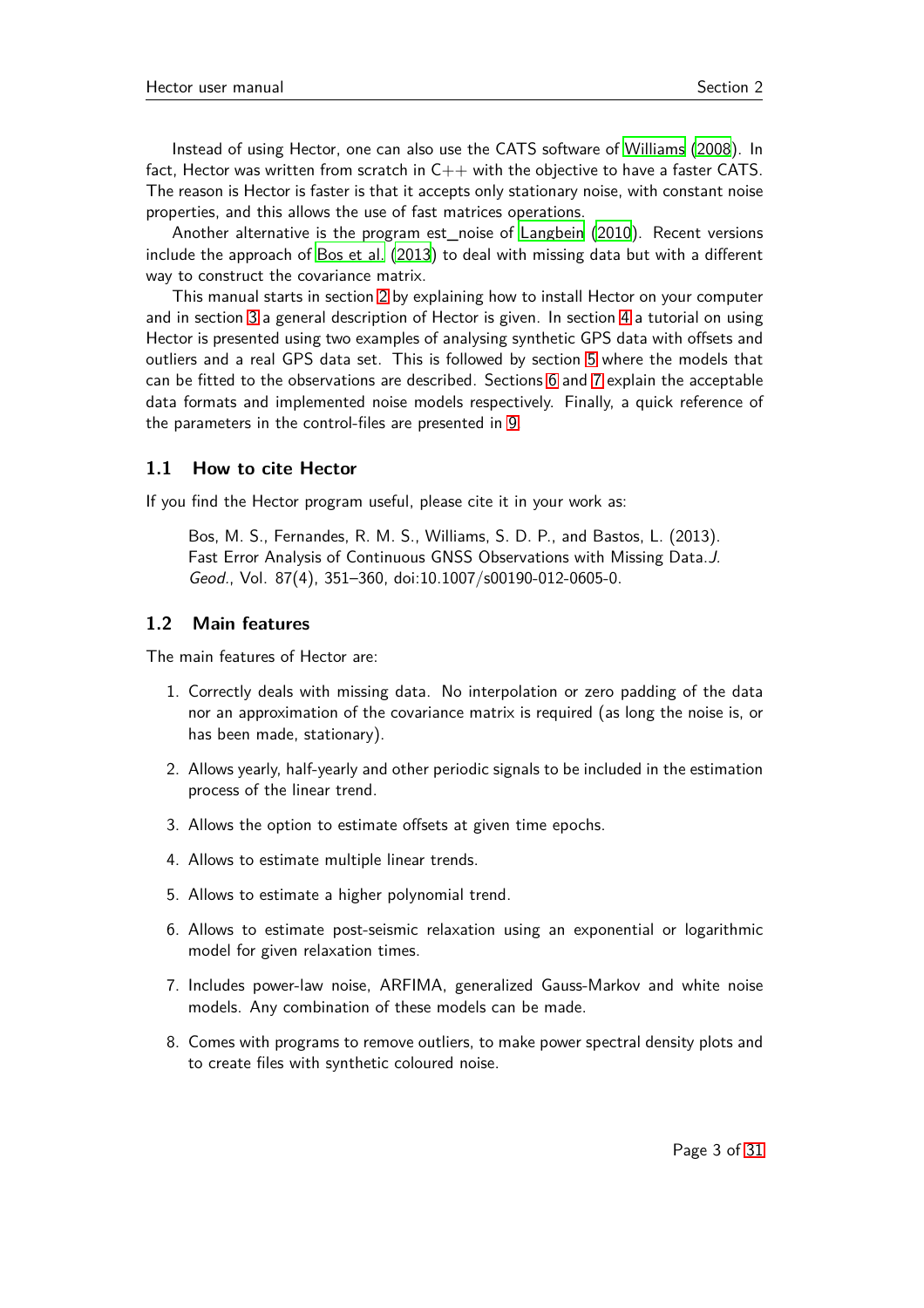Instead of using Hector, one can also use the CATS software of Williams (2008). In fact, Hector was written from scratch in C++ with the objective to have a faster CATS. The reason is Hector is faster is that it accepts only stationary noise, with constant noise properties, and this allows the use of fast matrices operations.

Another alternative is the program est_noise of Langbein (2010). Recent versions include the approach of Bos et al. (2013) to deal with missing data but with a different way to construct the covariance matrix.

This manual starts in section 2 by explaining how to install Hector on your computer and in section 3 a general description of Hector is given. In section 4 a tutorial on using Hector is presented using two examples of analysing synthetic GPS data with offsets and outliers and a real GPS data set. This is followed by section 5 where the models that can be fitted to the observations are described. Sections 6 and 7 explain the acceptable data formats and implemented noise models respectively. Finally, a quick reference of the parameters in the control-files are presented in 9.

## 1.1 How to cite Hector

If you find the Hector program useful, please cite it in your work as:

> Bos, M. S., Fernandes, R. M. S., Williams, S. D. P., and Bastos, L. (2013). Fast Error Analysis of Continuous GNSS Observations with Missing Data.*J. Geod.*, Vol. 87(4), 351–360, doi:10.1007/s00190-012-0605-0.

## 1.2 Main features

The main features of Hector are:

1. Correctly deals with missing data. No interpolation or zero padding of the data nor an approximation of the covariance matrix is required (as long the noise is, or has been made, stationary).
2. Allows yearly, half-yearly and other periodic signals to be included in the estimation process of the linear trend.
3. Allows the option to estimate offsets at given time epochs.
4. Allows to estimate multiple linear trends.
5. Allows to estimate a higher polynomial trend.
6. Allows to estimate post-seismic relaxation using an exponential or logarithmic model for given relaxation times.
7. Includes power-law noise, ARFIMA, generalized Gauss-Markov and white noise models. Any combination of these models can be made.
8. Comes with programs to remove outliers, to make power spectral density plots and to create files with synthetic coloured noise.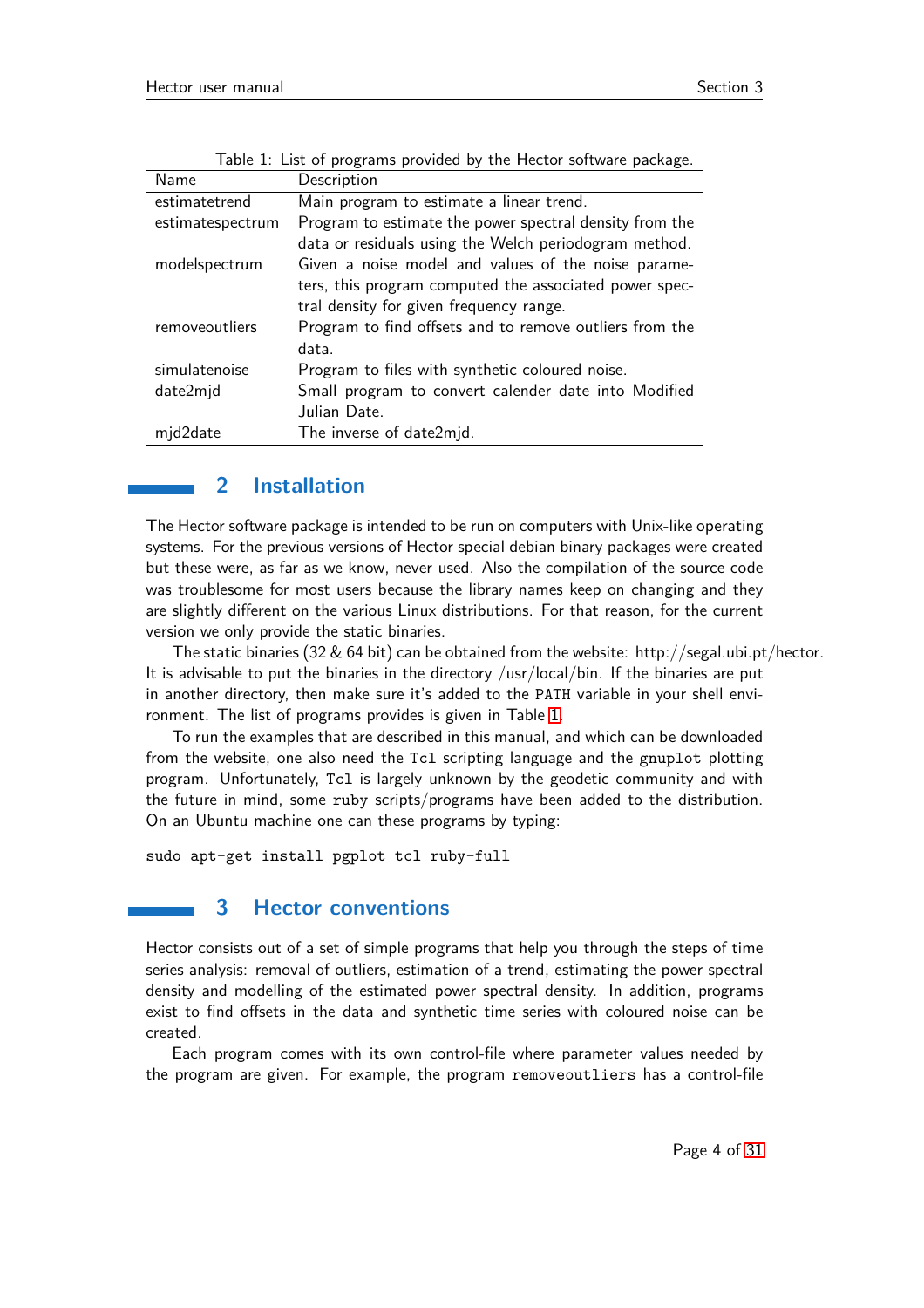Table 1: List of programs provided by the Hector software package.

| Name | Description |
|---|---|
| estimatetrend | Main program to estimate a linear trend. |
| estimatespectrum | Program to estimate the power spectral density from the data or residuals using the Welch periodogram method. |
| modelspectrum | Given a noise model and values of the noise parameters, this program computed the associated power spectral density for given frequency range. |
| removeoutliers | Program to find offsets and to remove outliers from the data. |
| simulatenoise | Program to files with synthetic coloured noise. |
| date2mjd | Small program to convert calender date into Modified Julian Date. |
| mjd2date | The inverse of date2mjd. |

## 2 Installation

The Hector software package is intended to be run on computers with Unix-like operating systems. For the previous versions of Hector special debian binary packages were created but these were, as far as we know, never used. Also the compilation of the source code was troublesome for most users because the library names keep on changing and they are slightly different on the various Linux distributions. For that reason, for the current version we only provide the static binaries.

The static binaries (32 & 64 bit) can be obtained from the website: http://segal.ubi.pt/hector. It is advisable to put the binaries in the directory /usr/local/bin. If the binaries are put in another directory, then make sure it's added to the `PATH` variable in your shell environment. The list of programs provides is given in Table 1.

To run the examples that are described in this manual, and which can be downloaded from the website, one also need the `Tcl` scripting language and the `gnuplot` plotting program. Unfortunately, `Tcl` is largely unknown by the geodetic community and with the future in mind, some `ruby` scripts/programs have been added to the distribution. On an Ubuntu machine one can these programs by typing:

```
sudo apt-get install pgplot tcl ruby-full
```

## 3 Hector conventions

Hector consists out of a set of simple programs that help you through the steps of time series analysis: removal of outliers, estimation of a trend, estimating the power spectral density and modelling of the estimated power spectral density. In addition, programs exist to find offsets in the data and synthetic time series with coloured noise can be created.

Each program comes with its own control-file where parameter values needed by the program are given. For example, the program `removeoutliers` has a control-file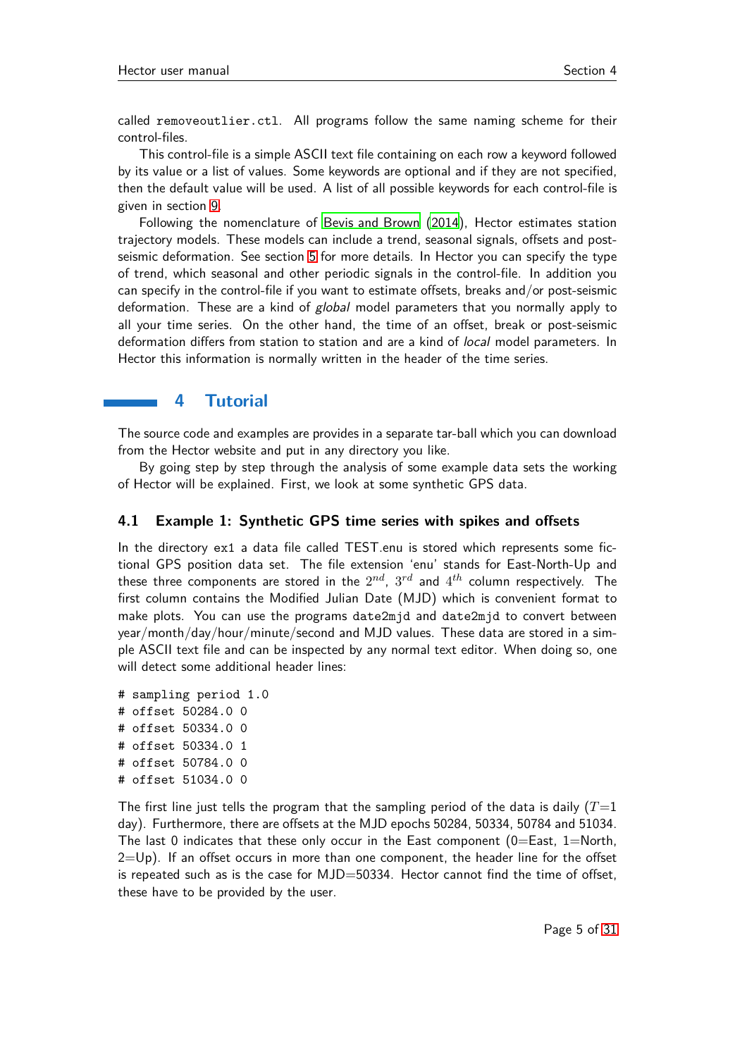called removeoutlier.ctl. All programs follow the same naming scheme for their control-files.

This control-file is a simple ASCII text file containing on each row a keyword followed by its value or a list of values. Some keywords are optional and if they are not specified, then the default value will be used. A list of all possible keywords for each control-file is given in section 9.

Following the nomenclature of Bevis and Brown (2014), Hector estimates station trajectory models. These models can include a trend, seasonal signals, offsets and post-seismic deformation. See section 5 for more details. In Hector you can specify the type of trend, which seasonal and other periodic signals in the control-file. In addition you can specify in the control-file if you want to estimate offsets, breaks and/or post-seismic deformation. These are a kind of *global* model parameters that you normally apply to all your time series. On the other hand, the time of an offset, break or post-seismic deformation differs from station to station and are a kind of *local* model parameters. In Hector this information is normally written in the header of the time series.

# 4 Tutorial

The source code and examples are provides in a separate tar-ball which you can download from the Hector website and put in any directory you like.

By going step by step through the analysis of some example data sets the working of Hector will be explained. First, we look at some synthetic GPS data.

## 4.1 Example 1: Synthetic GPS time series with spikes and offsets

In the directory ex1 a data file called TEST.enu is stored which represents some fictional GPS position data set. The file extension 'enu' stands for East-North-Up and these three components are stored in the $2^{nd}$, $3^{rd}$ and $4^{th}$ column respectively. The first column contains the Modified Julian Date (MJD) which is convenient format to make plots. You can use the programs date2mjd and date2mjd to convert between year/month/day/hour/minute/second and MJD values. These data are stored in a simple ASCII text file and can be inspected by any normal text editor. When doing so, one will detect some additional header lines:

```
# sampling period 1.0
# offset 50284.0 0
# offset 50334.0 0
# offset 50334.0 1
# offset 50784.0 0
# offset 51034.0 0
```

The first line just tells the program that the sampling period of the data is daily ($T$=1 day). Furthermore, there are offsets at the MJD epochs 50284, 50334, 50784 and 51034. The last 0 indicates that these only occur in the East component (0=East, 1=North, 2=Up). If an offset occurs in more than one component, the header line for the offset is repeated such as is the case for MJD=50334. Hector cannot find the time of offset, these have to be provided by the user.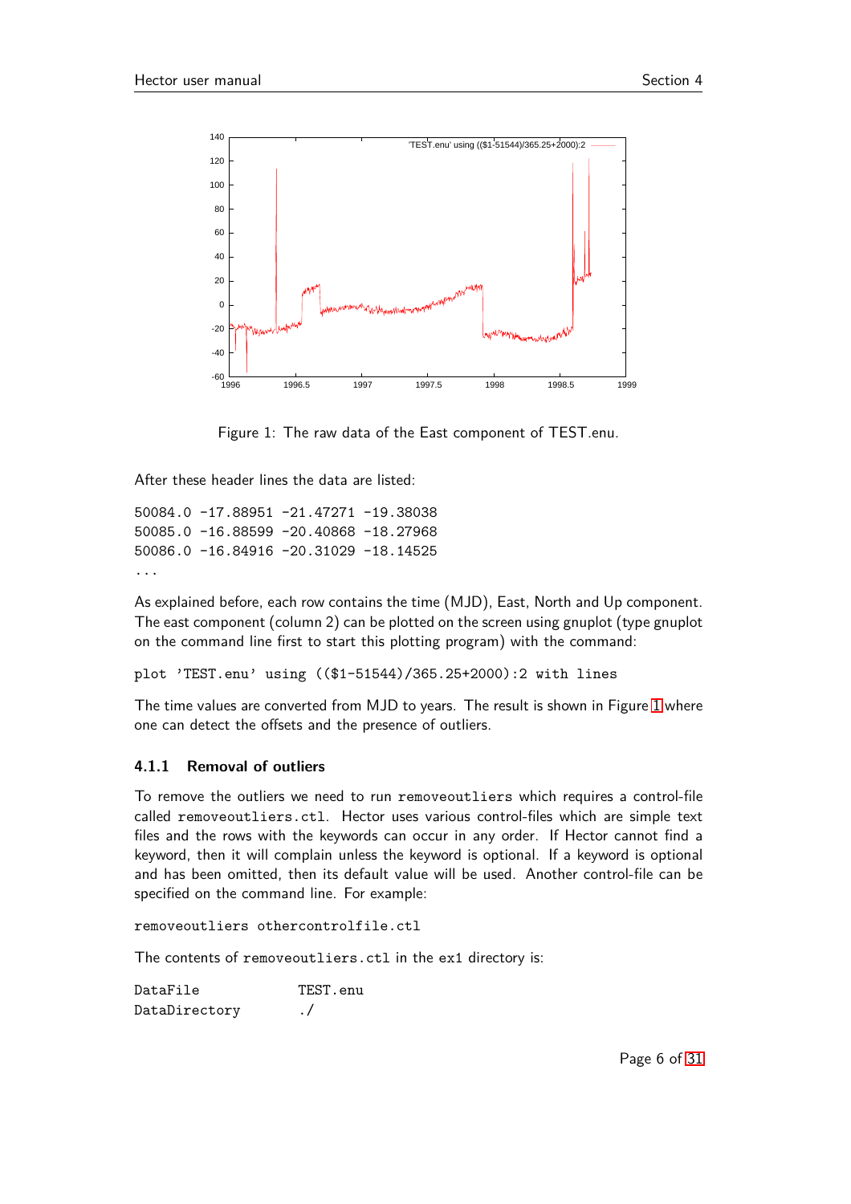Figure 1: The raw data of the East component of TEST.enu.

After these header lines the data are listed:

```
50084.0 -17.88951 -21.47271 -19.38038
50085.0 -16.88599 -20.40868 -18.27968
50086.0 -16.84916 -20.31029 -18.14525
...
```

As explained before, each row contains the time (MJD), East, North and Up component. The east component (column 2) can be plotted on the screen using gnuplot (type gnuplot on the command line first to start this plotting program) with the command:

```
plot 'TEST.enu' using (($1-51544)/365.25+2000):2 with lines
```

The time values are converted from MJD to years. The result is shown in Figure 1 where one can detect the offsets and the presence of outliers.

### 4.1.1 Removal of outliers

To remove the outliers we need to run `removeoutliers` which requires a control-file called `removeoutliers.ctl`. Hector uses various control-files which are simple text files and the rows with the keywords can occur in any order. If Hector cannot find a keyword, then it will complain unless the keyword is optional. If a keyword is optional and has been omitted, then its default value will be used. Another control-file can be specified on the command line. For example:

```
removeoutliers othercontrolfile.ctl
```

The contents of `removeoutliers.ctl` in the `ex1` directory is:

```
DataFile          TEST.enu
DataDirectory     ./
```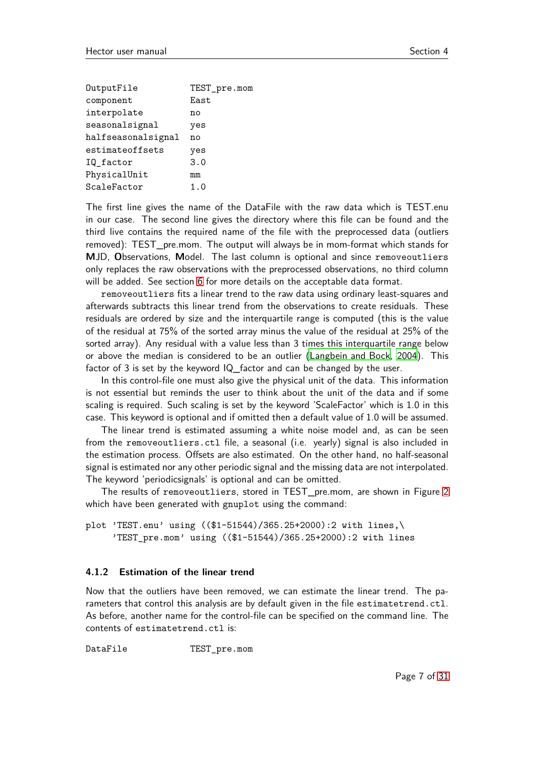```
OutputFile          TEST_pre.mom
component           East
interpolate         no
seasonalsignal      yes
halfseasonalsignal  no
estimateoffsets     yes
IQ_factor           3.0
PhysicalUnit        mm
ScaleFactor         1.0
```

The first line gives the name of the DataFile with the raw data which is TEST.enu in our case. The second line gives the directory where this file can be found and the third live contains the required name of the file with the preprocessed data (outliers removed): TEST_pre.mom. The output will always be in mom-format which stands for **M**JD, **O**bservations, **M**odel. The last column is optional and since `removeoutliers` only replaces the raw observations with the preprocessed observations, no third column will be added. See section 6 for more details on the acceptable data format.

`removeoutliers` fits a linear trend to the raw data using ordinary least-squares and afterwards subtracts this linear trend from the observations to create residuals. These residuals are ordered by size and the interquartile range is computed (this is the value of the residual at 75% of the sorted array minus the value of the residual at 25% of the sorted array). Any residual with a value less than 3 times this interquartile range below or above the median is considered to be an outlier (Langbein and Bock, 2004). This factor of 3 is set by the keyword IQ_factor and can be changed by the user.

In this control-file one must also give the physical unit of the data. This information is not essential but reminds the user to think about the unit of the data and if some scaling is required. Such scaling is set by the keyword 'ScaleFactor' which is 1.0 in this case. This keyword is optional and if omitted then a default value of 1.0 will be assumed.

The linear trend is estimated assuming a white noise model and, as can be seen from the `removeoutliers.ctl` file, a seasonal (i.e. yearly) signal is also included in the estimation process. Offsets are also estimated. On the other hand, no half-seasonal signal is estimated nor any other periodic signal and the missing data are not interpolated. The keyword 'periodicsignals' is optional and can be omitted.

The results of `removeoutliers`, stored in TEST_pre.mom, are shown in Figure 2 which have been generated with `gnuplot` using the command:

```
plot 'TEST.enu' using (($1-51544)/365.25+2000):2 with lines,\
     'TEST_pre.mom' using (($1-51544)/365.25+2000):2 with lines
```

### 4.1.2 Estimation of the linear trend

Now that the outliers have been removed, we can estimate the linear trend. The parameters that control this analysis are by default given in the file `estimatetrend.ctl`. As before, another name for the control-file can be specified on the command line. The contents of `estimatetrend.ctl` is:

```
DataFile            TEST_pre.mom
```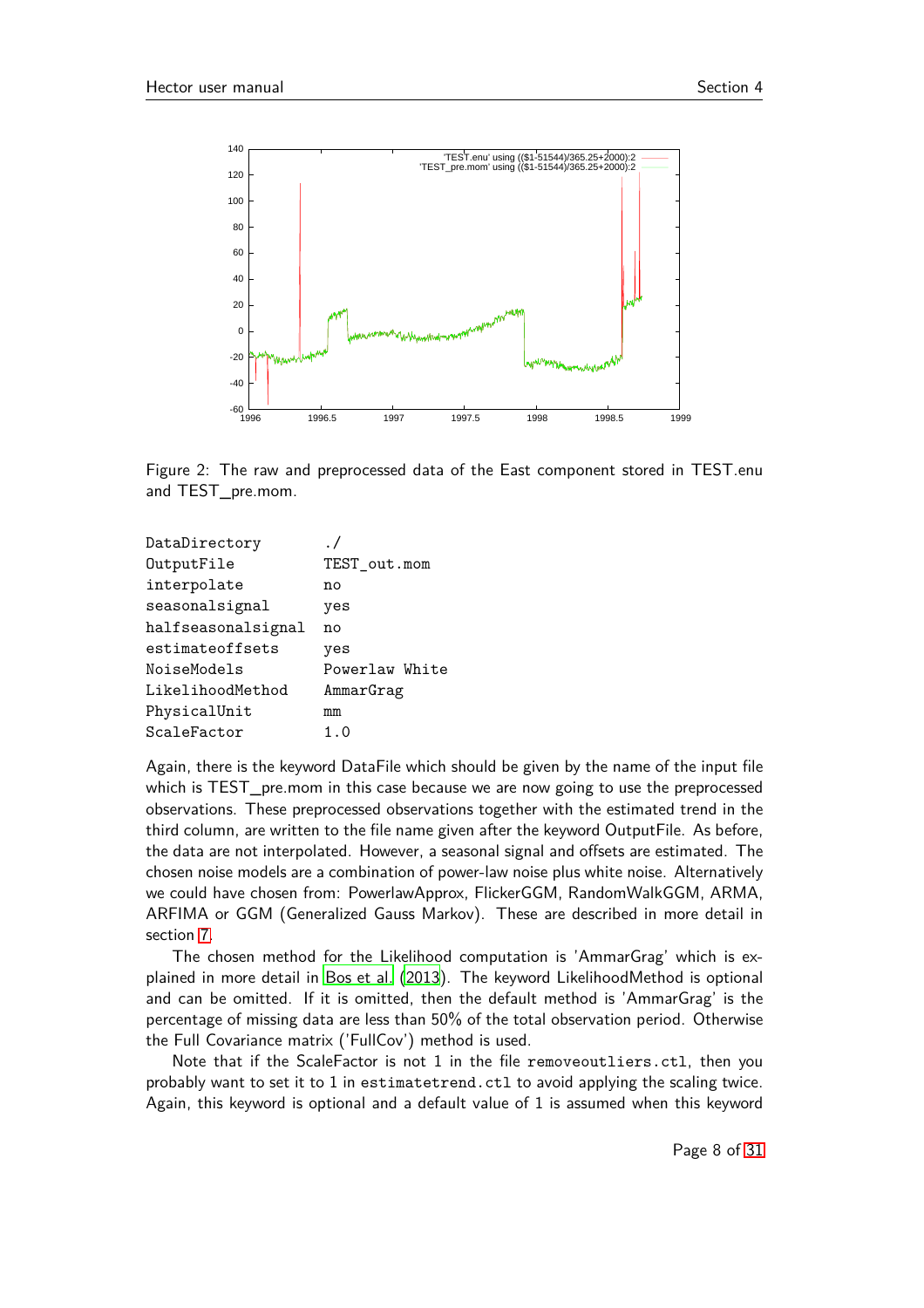Figure 2: The raw and preprocessed data of the East component stored in TEST.enu and TEST_pre.mom.

```
DataDirectory         ./
OutputFile            TEST_out.mom
interpolate           no
seasonalsignal        yes
halfseasonalsignal    no
estimateoffsets       yes
NoiseModels           Powerlaw White
LikelihoodMethod      AmmarGrag
PhysicalUnit          mm
ScaleFactor           1.0
```

Again, there is the keyword DataFile which should be given by the name of the input file which is TEST_pre.mom in this case because we are now going to use the preprocessed observations. These preprocessed observations together with the estimated trend in the third column, are written to the file name given after the keyword OutputFile. As before, the data are not interpolated. However, a seasonal signal and offsets are estimated. The chosen noise models are a combination of power-law noise plus white noise. Alternatively we could have chosen from: PowerlawApprox, FlickerGGM, RandomWalkGGM, ARMA, ARFIMA or GGM (Generalized Gauss Markov). These are described in more detail in section 7.

The chosen method for the Likelihood computation is 'AmmarGrag' which is explained in more detail in Bos et al. (2013). The keyword LikelihoodMethod is optional and can be omitted. If it is omitted, then the default method is 'AmmarGrag' is the percentage of missing data are less than 50% of the total observation period. Otherwise the Full Covariance matrix ('FullCov') method is used.

Note that if the ScaleFactor is not 1 in the file `removeoutliers.ctl`, then you probably want to set it to 1 in `estimatetrend.ctl` to avoid applying the scaling twice. Again, this keyword is optional and a default value of 1 is assumed when this keyword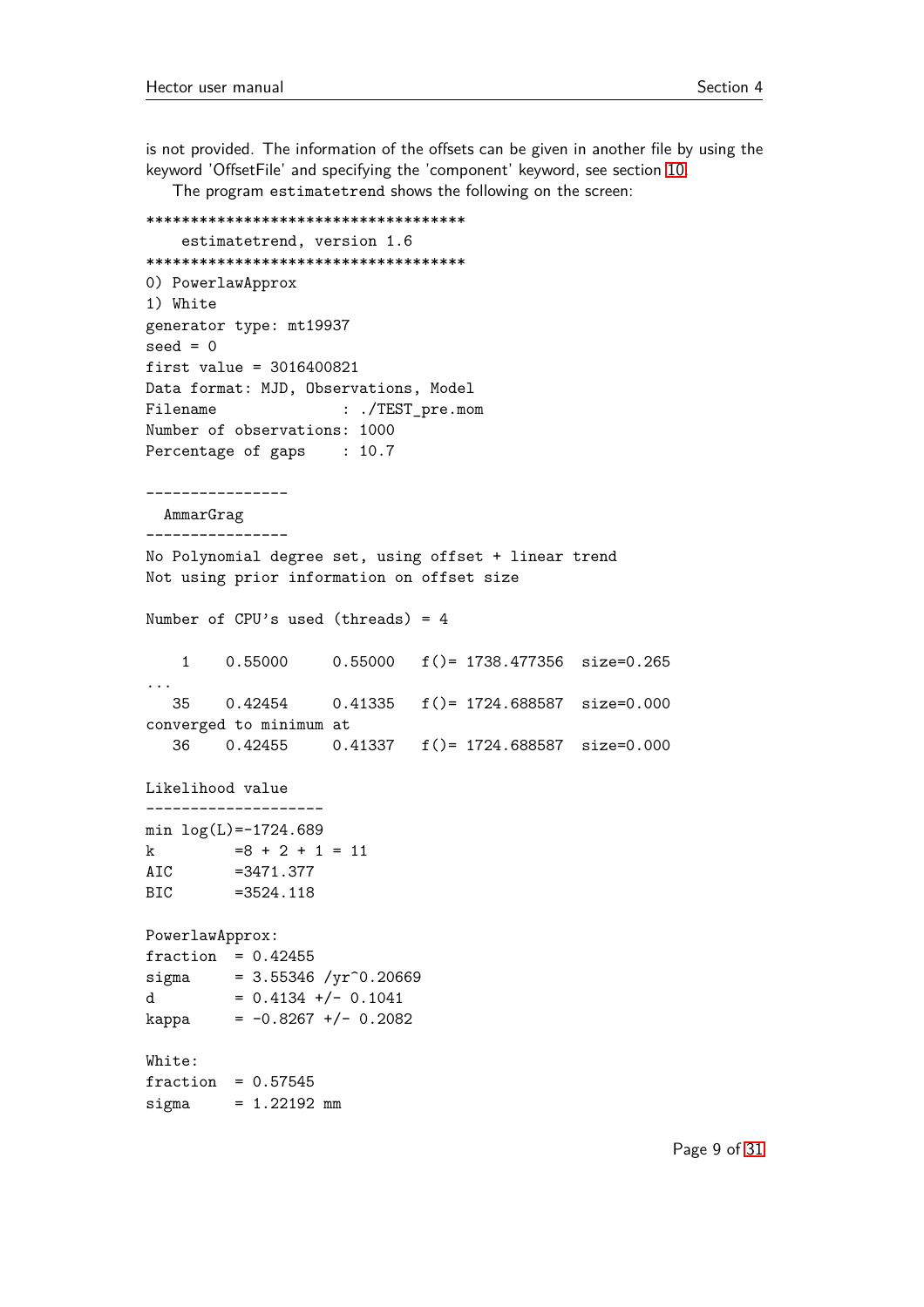is not provided. The information of the offsets can be given in another file by using the keyword 'OffsetFile' and specifying the 'component' keyword, see section 10.

The program estimatetrend shows the following on the screen:

```
************************************
    estimatetrend, version 1.6
************************************
0) PowerlawApprox
1) White
generator type: mt19937
seed = 0
first value = 3016400821
Data format: MJD, Observations, Model
Filename              : ./TEST_pre.mom
Number of observations: 1000
Percentage of gaps    : 10.7

----------------
  AmmarGrag
----------------
No Polynomial degree set, using offset + linear trend
Not using prior information on offset size

Number of CPU's used (threads) = 4

    1    0.55000     0.55000   f()= 1738.477356  size=0.265
...
   35    0.42454     0.41335   f()= 1724.688587  size=0.000
converged to minimum at
   36    0.42455     0.41337   f()= 1724.688587  size=0.000

Likelihood value
--------------------
min log(L)=-1724.689
k         =8 + 2 + 1 = 11
AIC       =3471.377
BIC       =3524.118

PowerlawApprox:
fraction  = 0.42455
sigma     = 3.55346 /yr^0.20669
d         = 0.4134 +/- 0.1041
kappa     = -0.8267 +/- 0.2082

White:
fraction  = 0.57545
sigma     = 1.22192 mm
```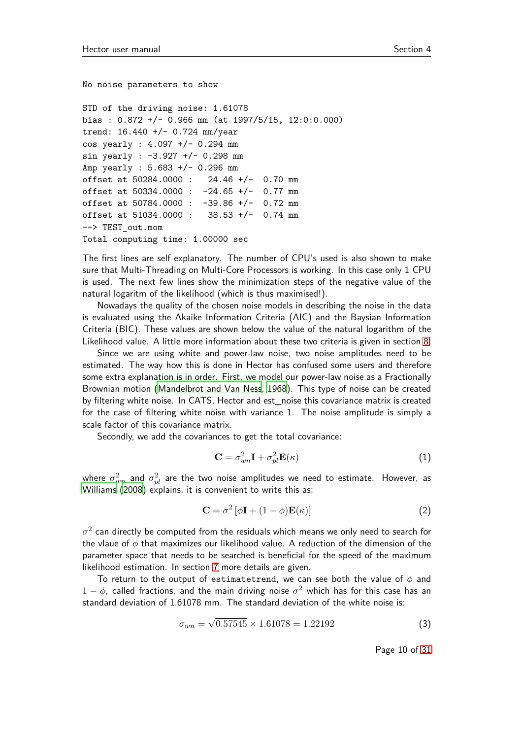```
No noise parameters to show

STD of the driving noise: 1.61078
bias : 0.872 +/- 0.966 mm (at 1997/5/15, 12:0:0.000)
trend: 16.440 +/- 0.724 mm/year
cos yearly : 4.097 +/- 0.294 mm
sin yearly : -3.927 +/- 0.298 mm
Amp yearly : 5.683 +/- 0.296 mm
offset at 50284.0000 :   24.46 +/-  0.70 mm
offset at 50334.0000 :  -24.65 +/-  0.77 mm
offset at 50784.0000 :  -39.86 +/-  0.72 mm
offset at 51034.0000 :   38.53 +/-  0.74 mm
--> TEST_out.mom
Total computing time: 1.00000 sec
```

The first lines are self explanatory. The number of CPU's used is also shown to make sure that Multi-Threading on Multi-Core Processors is working. In this case only 1 CPU is used. The next few lines show the minimization steps of the negative value of the natural logaritm of the likelihood (which is thus maximised!).

Nowadays the quality of the chosen noise models in describing the noise in the data is evaluated using the Akaike Information Criteria (AIC) and the Baysian Information Criteria (BIC). These values are shown below the value of the natural logarithm of the Likelihood value. A little more information about these two criteria is given in section 8.

Since we are using white and power-law noise, two noise amplitudes need to be estimated. The way how this is done in Hector has confused some users and therefore some extra explanation is in order. First, we model our power-law noise as a Fractionally Brownian motion (Mandelbrot and Van Ness, 1968). This type of noise can be created by filtering white noise. In CATS, Hector and est_noise this covariance matrix is created for the case of filtering white noise with variance 1. The noise amplitude is simply a scale factor of this covariance matrix.

Secondly, we add the covariances to get the total covariance:

$$\mathbf{C} = \sigma_{wn}^2 \mathbf{I} + \sigma_{pl}^2 \mathbf{E}(\kappa) \tag{1}$$

where $\sigma_{wn}^2$ and $\sigma_{pl}^2$ are the two noise amplitudes we need to estimate. However, as Williams (2008) explains, it is convenient to write this as:

$$\mathbf{C} = \sigma^2 \left[\phi \mathbf{I} + (1-\phi)\mathbf{E}(\kappa)\right] \tag{2}$$

$\sigma^2$ can directly be computed from the residuals which means we only need to search for the vlaue of $\phi$ that maximizes our likelihood value. A reduction of the dimension of the parameter space that needs to be searched is beneficial for the speed of the maximum likelihood estimation. In section 7 more details are given.

To return to the output of estimatetrend, we can see both the value of $\phi$ and $1-\phi$, called fractions, and the main driving noise $\sigma^2$ which has for this case has an standard deviation of 1.61078 mm. The standard deviation of the white noise is:

$$\sigma_{wn} = \sqrt{0.57545} \times 1.61078 = 1.22192 \tag{3}$$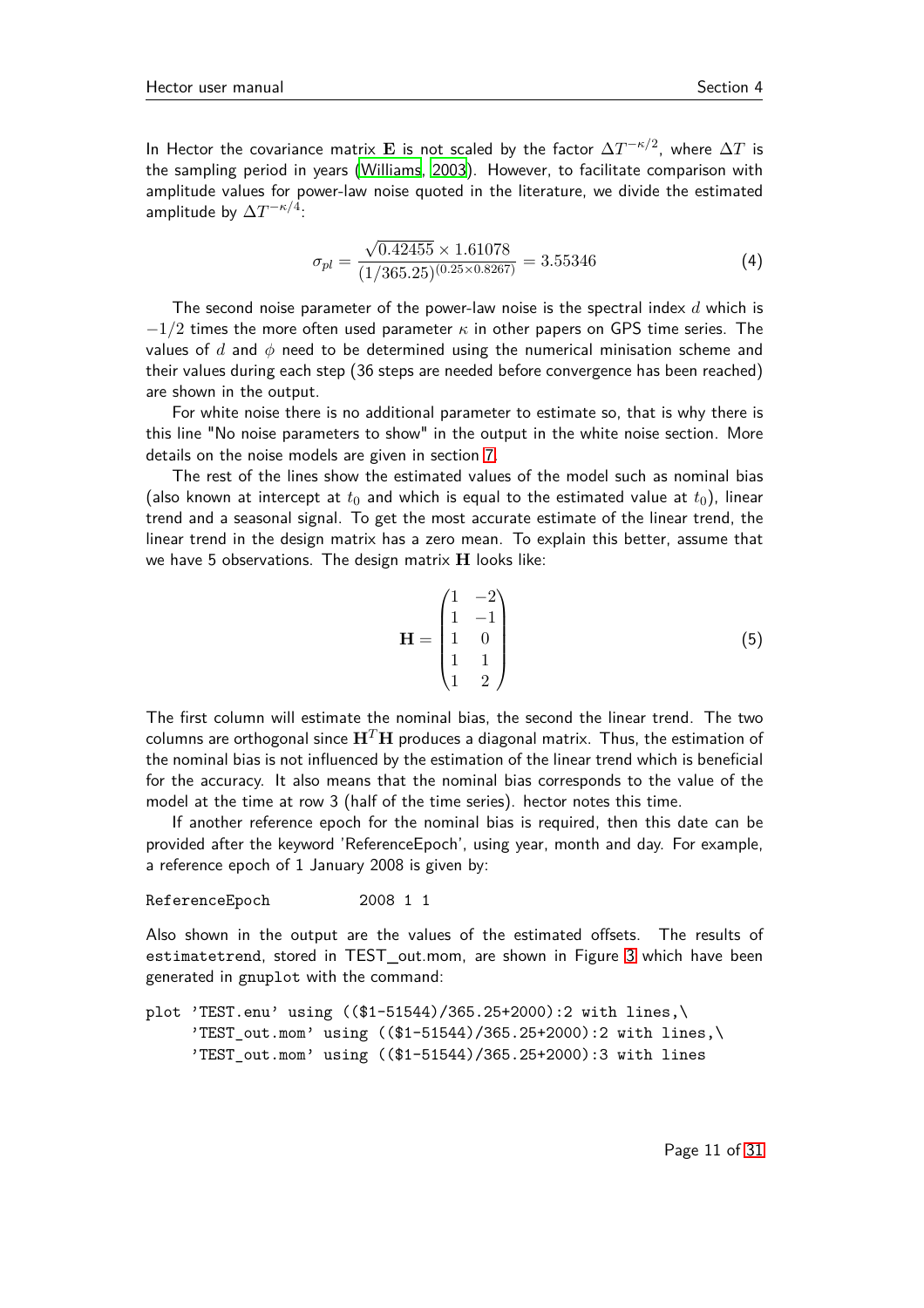In Hector the covariance matrix $\mathbf{E}$ is not scaled by the factor $\Delta T^{-\kappa/2}$, where $\Delta T$ is the sampling period in years (Williams, 2003). However, to facilitate comparison with amplitude values for power-law noise quoted in the literature, we divide the estimated amplitude by $\Delta T^{-\kappa/4}$:

$$\sigma_{pl} = \frac{\sqrt{0.42455} \times 1.61078}{(1/365.25)^{(0.25\times 0.8267)}} = 3.55346 \tag{4}$$

The second noise parameter of the power-law noise is the spectral index $d$ which is $-1/2$ times the more often used parameter $\kappa$ in other papers on GPS time series. The values of $d$ and $\phi$ need to be determined using the numerical minisation scheme and their values during each step (36 steps are needed before convergence has been reached) are shown in the output.

For white noise there is no additional parameter to estimate so, that is why there is this line "No noise parameters to show" in the output in the white noise section. More details on the noise models are given in section 7.

The rest of the lines show the estimated values of the model such as nominal bias (also known at intercept at $t_0$ and which is equal to the estimated value at $t_0$), linear trend and a seasonal signal. To get the most accurate estimate of the linear trend, the linear trend in the design matrix has a zero mean. To explain this better, assume that we have 5 observations. The design matrix $\mathbf{H}$ looks like:

$$\mathbf{H} = \begin{pmatrix} 1 & -2 \\ 1 & -1 \\ 1 & 0 \\ 1 & 1 \\ 1 & 2 \end{pmatrix} \tag{5}$$

The first column will estimate the nominal bias, the second the linear trend. The two columns are orthogonal since $\mathbf{H}^T\mathbf{H}$ produces a diagonal matrix. Thus, the estimation of the nominal bias is not influenced by the estimation of the linear trend which is beneficial for the accuracy. It also means that the nominal bias corresponds to the value of the model at the time at row 3 (half of the time series). hector notes this time.

If another reference epoch for the nominal bias is required, then this date can be provided after the keyword 'ReferenceEpoch', using year, month and day. For example, a reference epoch of 1 January 2008 is given by:

```
ReferenceEpoch          2008 1 1
```

Also shown in the output are the values of the estimated offsets. The results of `estimatetrend`, stored in TEST_out.mom, are shown in Figure 3 which have been generated in `gnuplot` with the command:

```
plot 'TEST.enu' using (($1-51544)/365.25+2000):2 with lines,\
     'TEST_out.mom' using (($1-51544)/365.25+2000):2 with lines,\
     'TEST_out.mom' using (($1-51544)/365.25+2000):3 with lines
```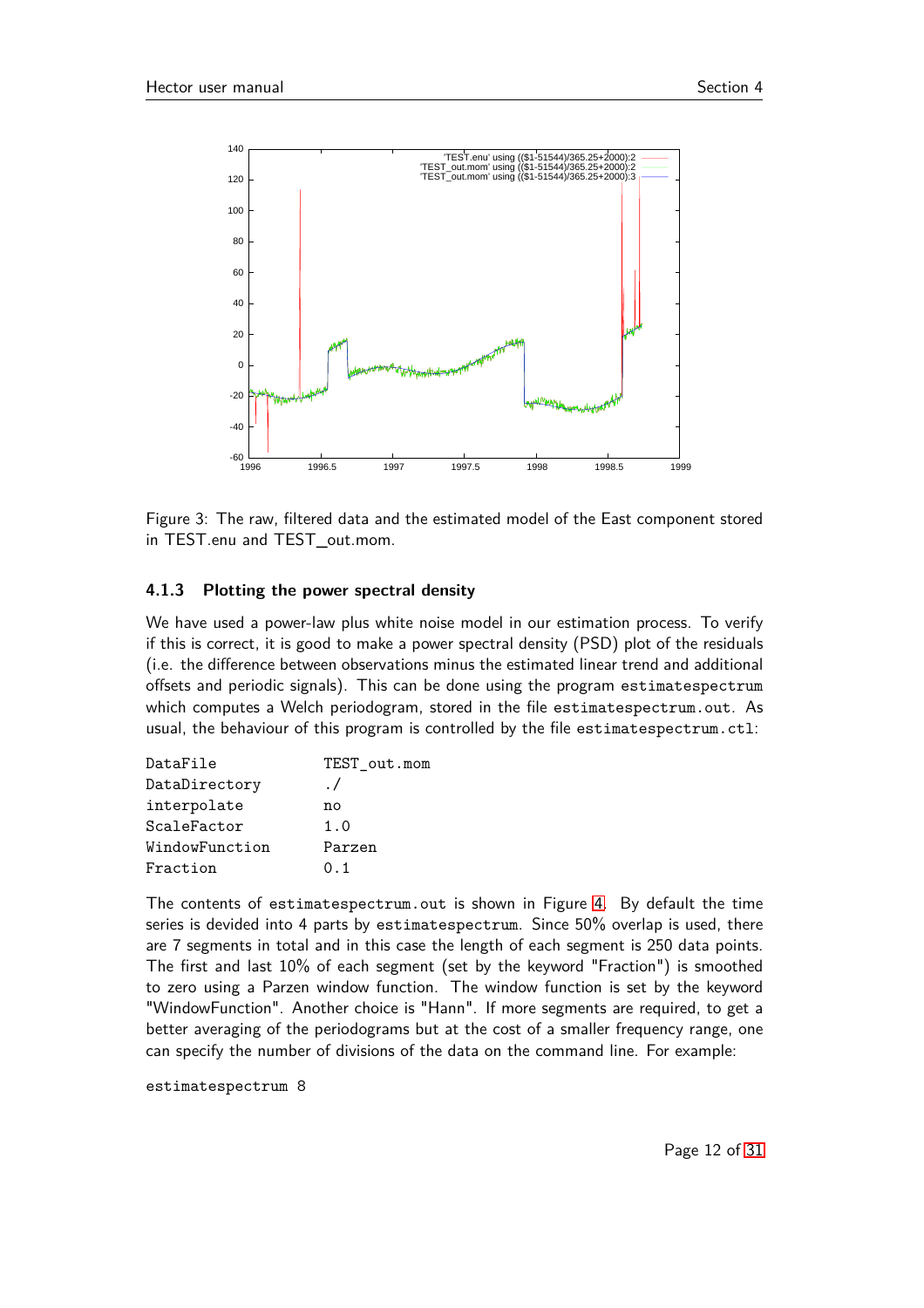Figure 3: The raw, filtered data and the estimated model of the East component stored in TEST.enu and TEST_out.mom.

### 4.1.3 Plotting the power spectral density

We have used a power-law plus white noise model in our estimation process. To verify if this is correct, it is good to make a power spectral density (PSD) plot of the residuals (i.e. the difference between observations minus the estimated linear trend and additional offsets and periodic signals). This can be done using the program `estimatespectrum` which computes a Welch periodogram, stored in the file `estimatespectrum.out`. As usual, the behaviour of this program is controlled by the file `estimatespectrum.ctl`:

```
DataFile          TEST_out.mom
DataDirectory     ./
interpolate       no
ScaleFactor       1.0
WindowFunction    Parzen
Fraction          0.1
```

The contents of `estimatespectrum.out` is shown in Figure 4. By default the time series is devided into 4 parts by `estimatespectrum`. Since 50% overlap is used, there are 7 segments in total and in this case the length of each segment is 250 data points. The first and last 10% of each segment (set by the keyword "Fraction") is smoothed to zero using a Parzen window function. The window function is set by the keyword "WindowFunction". Another choice is "Hann". If more segments are required, to get a better averaging of the periodograms but at the cost of a smaller frequency range, one can specify the number of divisions of the data on the command line. For example:

```
estimatespectrum 8
```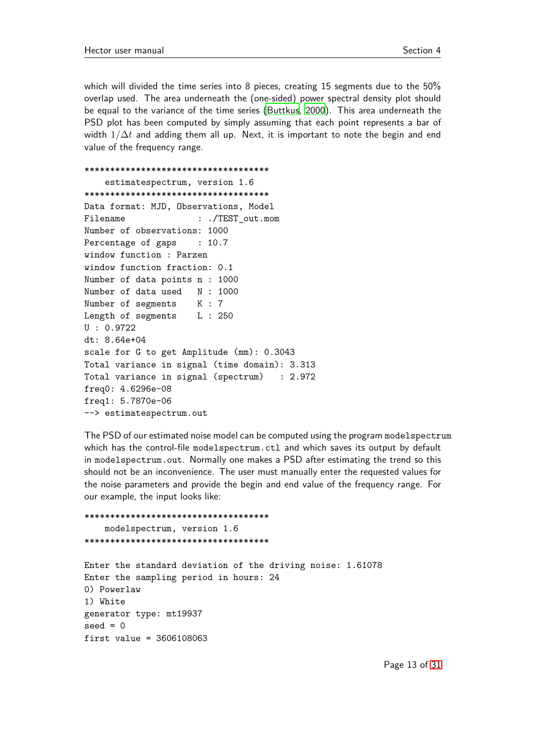which will divided the time series into 8 pieces, creating 15 segments due to the 50% overlap used. The area underneath the (one-sided) power spectral density plot should be equal to the variance of the time series (Buttkus, 2000). This area underneath the PSD plot has been computed by simply assuming that each point represents a bar of width $1/\Delta t$ and adding them all up. Next, it is important to note the begin and end value of the frequency range.

```
************************************
    estimatespectrum, version 1.6
************************************
Data format: MJD, Observations, Model
Filename              : ./TEST_out.mom
Number of observations: 1000
Percentage of gaps    : 10.7
window function : Parzen
window function fraction: 0.1
Number of data points n : 1000
Number of data used   N : 1000
Number of segments    K : 7
Length of segments    L : 250
U : 0.9722
dt: 8.64e+04
scale for G to get Amplitude (mm): 0.3043
Total variance in signal (time domain): 3.313
Total variance in signal (spectrum)   : 2.972
freq0: 4.6296e-08
freq1: 5.7870e-06
--> estimatespectrum.out
```

The PSD of our estimated noise model can be computed using the program modelspectrum which has the control-file modelspectrum.ctl and which saves its output by default in modelspectrum.out. Normally one makes a PSD after estimating the trend so this should not be an inconvenience. The user must manually enter the requested values for the noise parameters and provide the begin and end value of the frequency range. For our example, the input looks like:

```
************************************
    modelspectrum, version 1.6
************************************

Enter the standard deviation of the driving noise: 1.61078
Enter the sampling period in hours: 24
0) Powerlaw
1) White
generator type: mt19937
seed = 0
first value = 3606108063
```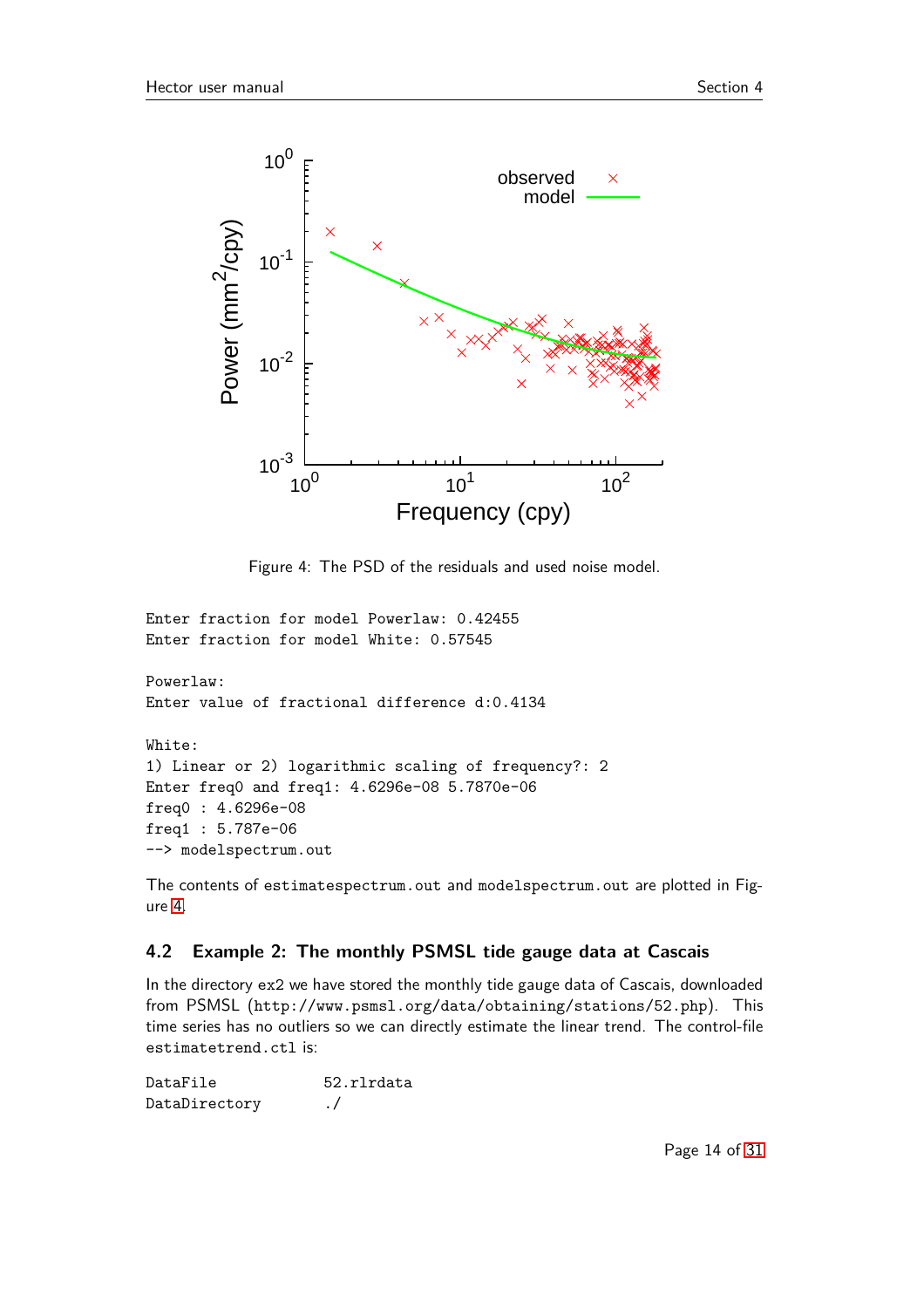Figure 4: The PSD of the residuals and used noise model.

```
Enter fraction for model Powerlaw: 0.42455
Enter fraction for model White: 0.57545

Powerlaw:
Enter value of fractional difference d:0.4134

White:
1) Linear or 2) logarithmic scaling of frequency?: 2
Enter freq0 and freq1: 4.6296e-08 5.7870e-06
freq0 : 4.6296e-08
freq1 : 5.787e-06
--> modelspectrum.out
```

The contents of `estimatespectrum.out` and `modelspectrum.out` are plotted in Figure 4.

### 4.2 Example 2: The monthly PSMSL tide gauge data at Cascais

In the directory ex2 we have stored the monthly tide gauge data of Cascais, downloaded from PSMSL (`http://www.psmsl.org/data/obtaining/stations/52.php`). This time series has no outliers so we can directly estimate the linear trend. The control-file `estimatetrend.ctl` is:

```
DataFile          52.rlrdata
DataDirectory     ./
```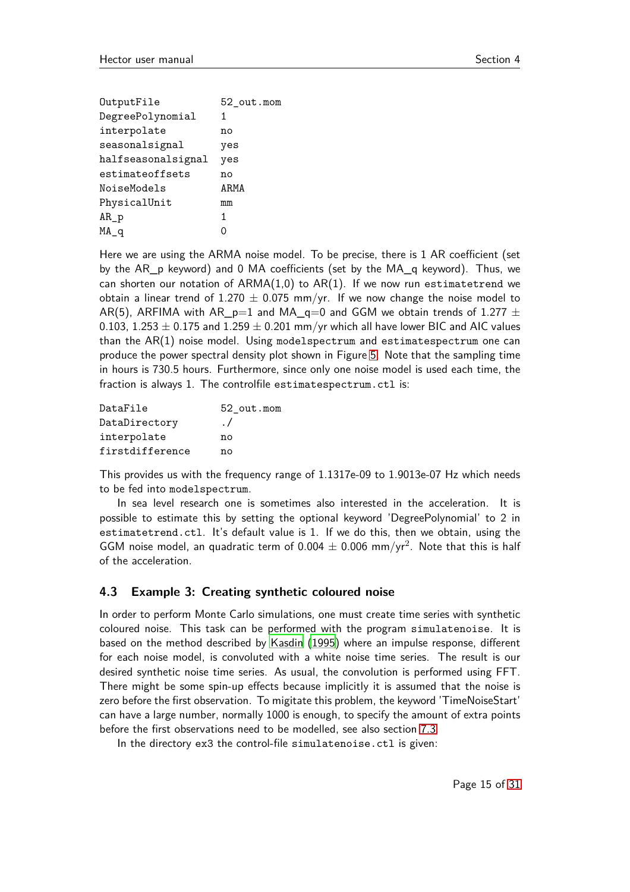```
OutputFile          52_out.mom
DegreePolynomial    1
interpolate         no
seasonalsignal      yes
halfseasonalsignal  yes
estimateoffsets     no
NoiseModels         ARMA
PhysicalUnit        mm
AR_p                1
MA_q                0
```

Here we are using the ARMA noise model. To be precise, there is 1 AR coefficient (set by the AR_p keyword) and 0 MA coefficients (set by the MA_q keyword). Thus, we can shorten our notation of ARMA(1,0) to AR(1). If we now run `estimatetrend` we obtain a linear trend of $1.270 \pm 0.075$ mm/yr. If we now change the noise model to AR(5), ARFIMA with AR_p=1 and MA_q=0 and GGM we obtain trends of $1.277 \pm 0.103$, $1.253 \pm 0.175$ and $1.259 \pm 0.201$ mm/yr which all have lower BIC and AIC values than the AR(1) noise model. Using `modelspectrum` and `estimatespectrum` one can produce the power spectral density plot shown in Figure 5. Note that the sampling time in hours is 730.5 hours. Furthermore, since only one noise model is used each time, the fraction is always 1. The controlfile `estimatespectrum.ctl` is:

```
DataFile         52_out.mom
DataDirectory    ./
interpolate      no
firstdifference  no
```

This provides us with the frequency range of 1.1317e-09 to 1.9013e-07 Hz which needs to be fed into `modelspectrum`.

In sea level research one is sometimes also interested in the acceleration. It is possible to estimate this by setting the optional keyword 'DegreePolynomial' to 2 in `estimatetrend.ctl`. It's default value is 1. If we do this, then we obtain, using the GGM noise model, an quadratic term of $0.004 \pm 0.006$ mm/yr$^2$. Note that this is half of the acceleration.

### 4.3 Example 3: Creating synthetic coloured noise

In order to perform Monte Carlo simulations, one must create time series with synthetic coloured noise. This task can be performed with the program `simulatenoise`. It is based on the method described by Kasdin (1995) where an impulse response, different for each noise model, is convoluted with a white noise time series. The result is our desired synthetic noise time series. As usual, the convolution is performed using FFT. There might be some spin-up effects because implicitly it is assumed that the noise is zero before the first observation. To migitate this problem, the keyword 'TimeNoiseStart' can have a large number, normally 1000 is enough, to specify the amount of extra points before the first observations need to be modelled, see also section 7.3.

In the directory ex3 the control-file `simulatenoise.ctl` is given: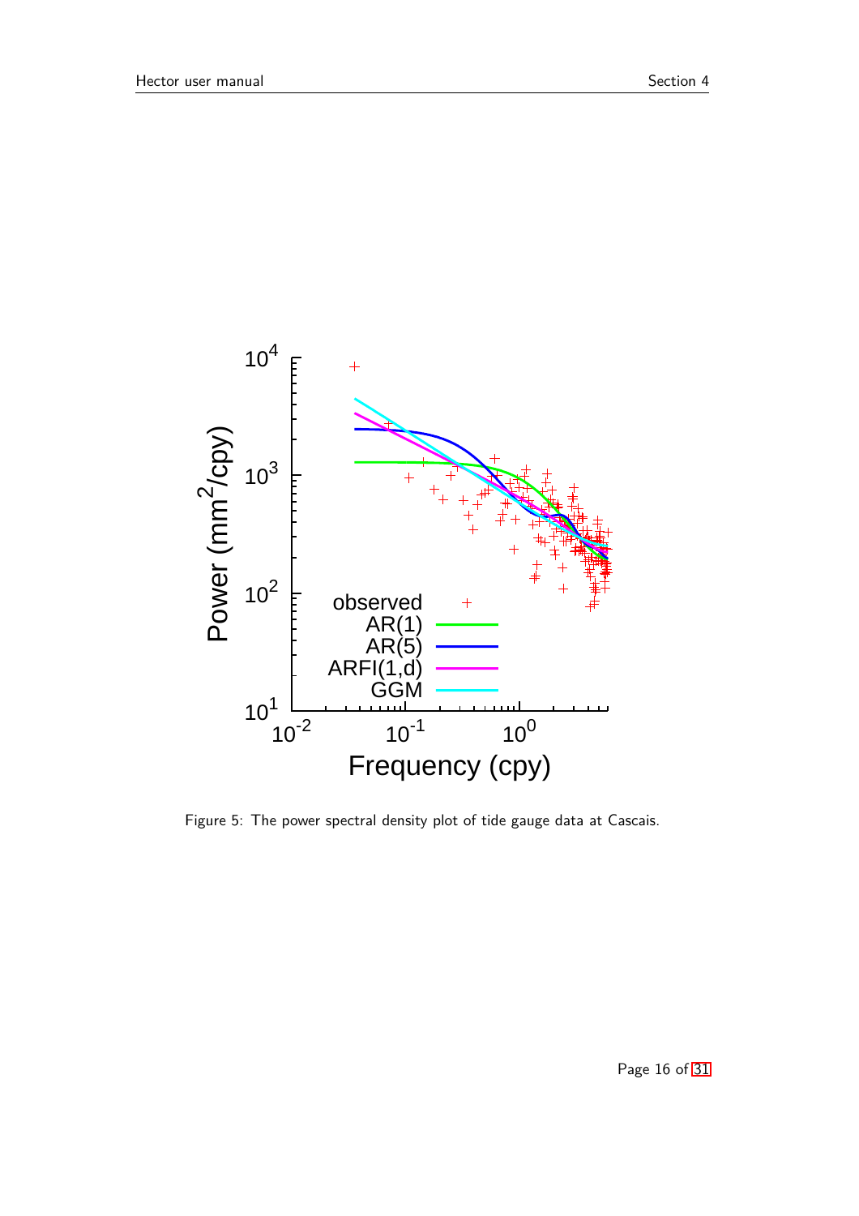Figure 5: The power spectral density plot of tide gauge data at Cascais.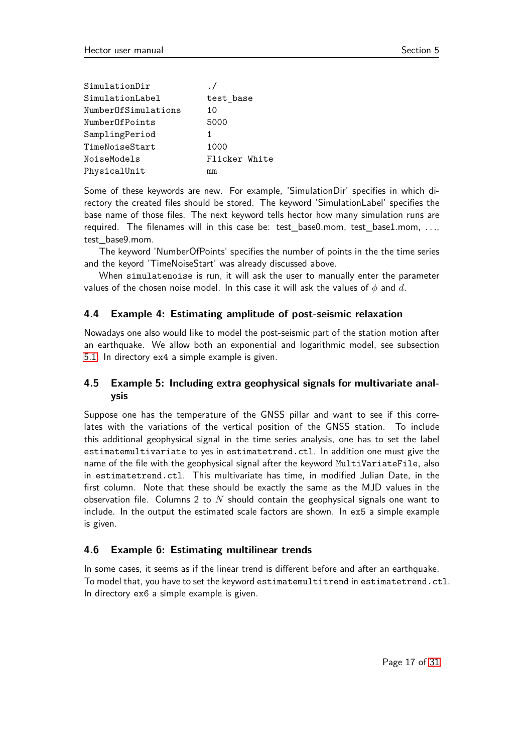```
SimulationDir          ./
SimulationLabel        test_base
NumberOfSimulations    10
NumberOfPoints         5000
SamplingPeriod         1
TimeNoiseStart         1000
NoiseModels            Flicker White
PhysicalUnit           mm
```

Some of these keywords are new. For example, 'SimulationDir' specifies in which directory the created files should be stored. The keyword 'SimulationLabel' specifies the base name of those files. The next keyword tells hector how many simulation runs are required. The filenames will in this case be: test_base0.mom, test_base1.mom, ..., test_base9.mom.

The keyword 'NumberOfPoints' specifies the number of points in the the time series and the keyord 'TimeNoiseStart' was already discussed above.

When `simulatenoise` is run, it will ask the user to manually enter the parameter values of the chosen noise model. In this case it will ask the values of $\phi$ and $d$.

### 4.4 Example 4: Estimating amplitude of post-seismic relaxation

Nowadays one also would like to model the post-seismic part of the station motion after an earthquake. We allow both an exponential and logarithmic model, see subsection 5.1. In directory `ex4` a simple example is given.

### 4.5 Example 5: Including extra geophysical signals for multivariate analysis

Suppose one has the temperature of the GNSS pillar and want to see if this correlates with the variations of the vertical position of the GNSS station. To include this additional geophysical signal in the time series analysis, one has to set the label `estimatemultivariate` to yes in `estimatetrend.ctl`. In addition one must give the name of the file with the geophysical signal after the keyword `MultiVariateFile`, also in `estimatetrend.ctl`. This multivariate has time, in modified Julian Date, in the first column. Note that these should be exactly the same as the MJD values in the observation file. Columns 2 to $N$ should contain the geophysical signals one want to include. In the output the estimated scale factors are shown. In `ex5` a simple example is given.

### 4.6 Example 6: Estimating multilinear trends

In some cases, it seems as if the linear trend is different before and after an earthquake. To model that, you have to set the keyword `estimatemultitrend` in `estimatetrend.ctl`. In directory `ex6` a simple example is given.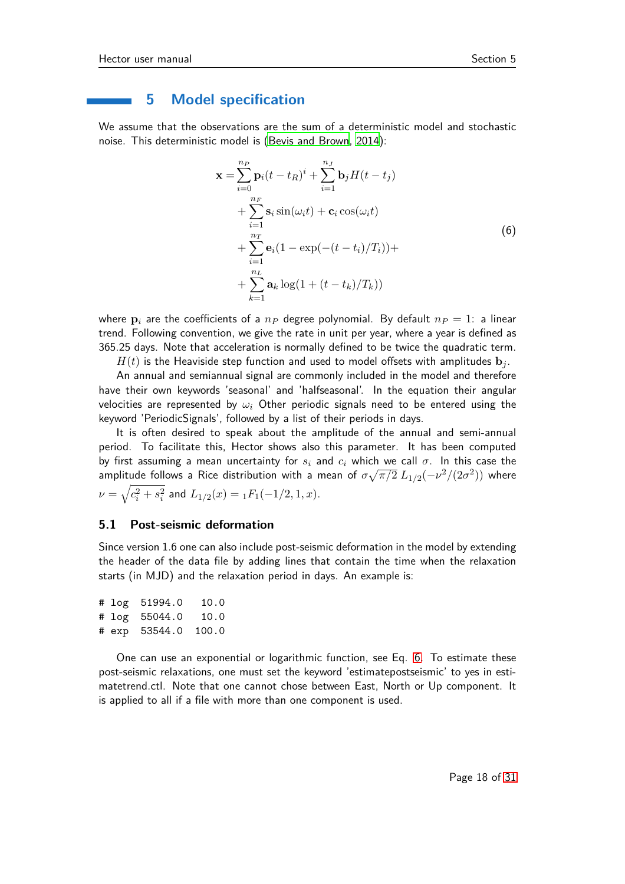# 5 Model specification

We assume that the observations are the sum of a deterministic model and stochastic noise. This deterministic model is (Bevis and Brown, 2014):

$$
\begin{aligned}
\mathbf{x} = &\sum_{i=0}^{n_P} \mathbf{p}_i (t - t_R)^i + \sum_{i=1}^{n_J} \mathbf{b}_j H(t - t_j) \\
&+ \sum_{i=1}^{n_F} \mathbf{s}_i \sin(\omega_i t) + \mathbf{c}_i \cos(\omega_i t) \\
&+ \sum_{i=1}^{n_T} \mathbf{e}_i (1 - \exp(-(t - t_i)/T_i)) + \\
&+ \sum_{k=1}^{n_L} \mathbf{a}_k \log(1 + (t - t_k)/T_k))
\end{aligned} \tag{6}
$$

where $\mathbf{p}_i$ are the coefficients of a $n_P$ degree polynomial. By default $n_P = 1$: a linear trend. Following convention, we give the rate in unit per year, where a year is defined as 365.25 days. Note that acceleration is normally defined to be twice the quadratic term.

$H(t)$ is the Heaviside step function and used to model offsets with amplitudes $\mathbf{b}_j$.

An annual and semiannual signal are commonly included in the model and therefore have their own keywords 'seasonal' and 'halfseasonal'. In the equation their angular velocities are represented by $\omega_i$ Other periodic signals need to be entered using the keyword 'PeriodicSignals', followed by a list of their periods in days.

It is often desired to speak about the amplitude of the annual and semi-annual period. To facilitate this, Hector shows also this parameter. It has been computed by first assuming a mean uncertainty for $s_i$ and $c_i$ which we call $\sigma$. In this case the amplitude follows a Rice distribution with a mean of $\sigma\sqrt{\pi/2}\,L_{1/2}(-\nu^2/(2\sigma^2))$ where $\nu = \sqrt{c_i^2 + s_i^2}$ and $L_{1/2}(x) = {}_1F_1(-1/2, 1, x)$.

## 5.1 Post-seismic deformation

Since version 1.6 one can also include post-seismic deformation in the model by extending the header of the data file by adding lines that contain the time when the relaxation starts (in MJD) and the relaxation period in days. An example is:

```
# log  51994.0    10.0
# log  55044.0    10.0
# exp  53544.0   100.0
```

One can use an exponential or logarithmic function, see Eq. 6. To estimate these post-seismic relaxations, one must set the keyword 'estimatepostseismic' to yes in estimatetrend.ctl. Note that one cannot chose between East, North or Up component. It is applied to all if a file with more than one component is used.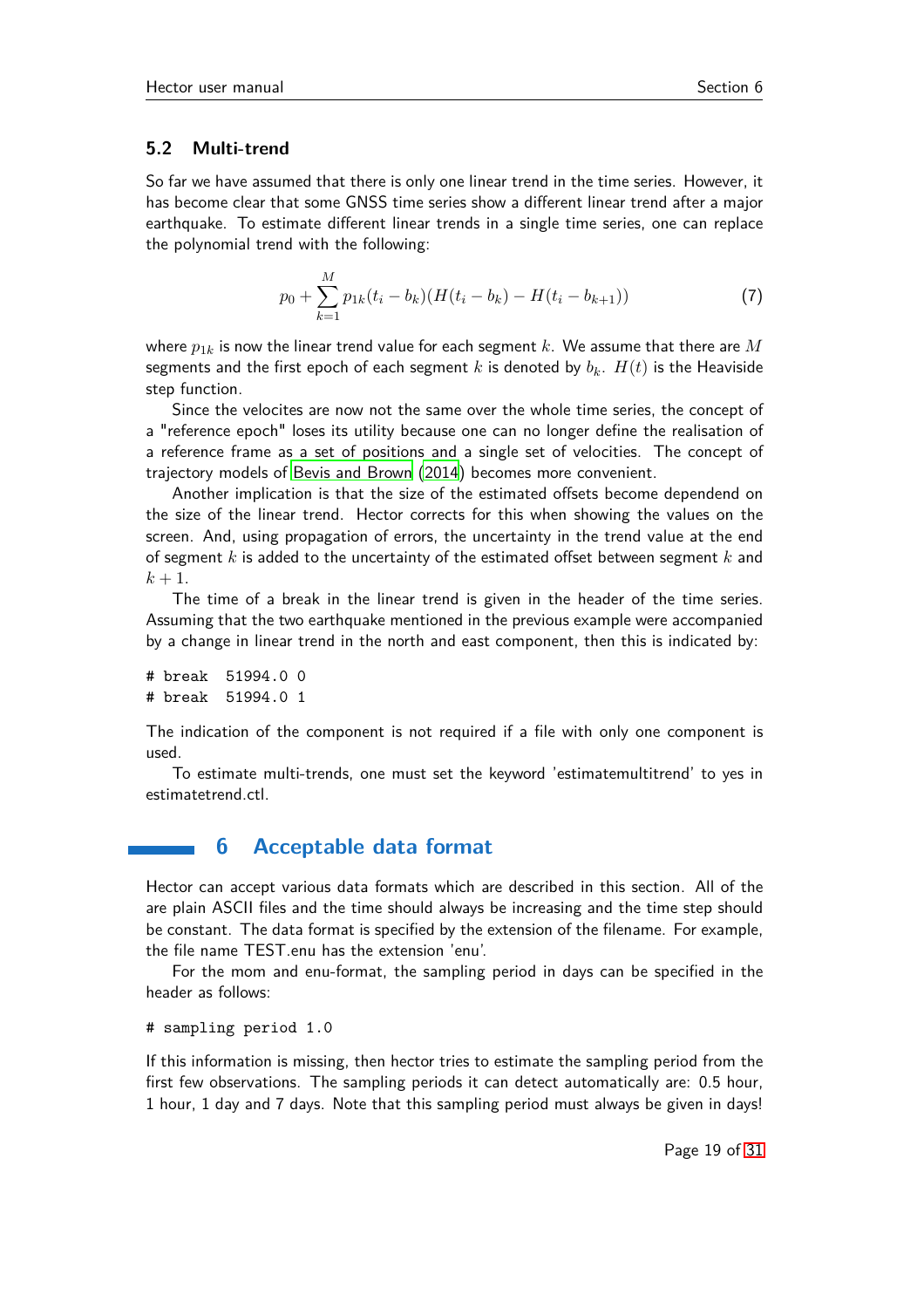### 5.2 Multi-trend

So far we have assumed that there is only one linear trend in the time series. However, it has become clear that some GNSS time series show a different linear trend after a major earthquake. To estimate different linear trends in a single time series, one can replace the polynomial trend with the following:

$$p_0 + \sum_{k=1}^{M} p_{1k}(t_i - b_k)(H(t_i - b_k) - H(t_i - b_{k+1})) \tag{7}$$

where $p_{1k}$ is now the linear trend value for each segment $k$. We assume that there are $M$ segments and the first epoch of each segment $k$ is denoted by $b_k$. $H(t)$ is the Heaviside step function.

Since the velocites are now not the same over the whole time series, the concept of a "reference epoch" loses its utility because one can no longer define the realisation of a reference frame as a set of positions and a single set of velocities. The concept of trajectory models of Bevis and Brown (2014) becomes more convenient.

Another implication is that the size of the estimated offsets become dependend on the size of the linear trend. Hector corrects for this when showing the values on the screen. And, using propagation of errors, the uncertainty in the trend value at the end of segment $k$ is added to the uncertainty of the estimated offset between segment $k$ and $k + 1$.

The time of a break in the linear trend is given in the header of the time series. Assuming that the two earthquake mentioned in the previous example were accompanied by a change in linear trend in the north and east component, then this is indicated by:

```
# break  51994.0 0
# break  51994.0 1
```

The indication of the component is not required if a file with only one component is used.

To estimate multi-trends, one must set the keyword 'estimatemultitrend' to yes in estimatetrend.ctl.

# 6 Acceptable data format

Hector can accept various data formats which are described in this section. All of the are plain ASCII files and the time should always be increasing and the time step should be constant. The data format is specified by the extension of the filename. For example, the file name TEST.enu has the extension 'enu'.

For the mom and enu-format, the sampling period in days can be specified in the header as follows:

```
# sampling period 1.0
```

If this information is missing, then hector tries to estimate the sampling period from the first few observations. The sampling periods it can detect automatically are: 0.5 hour, 1 hour, 1 day and 7 days. Note that this sampling period must always be given in days!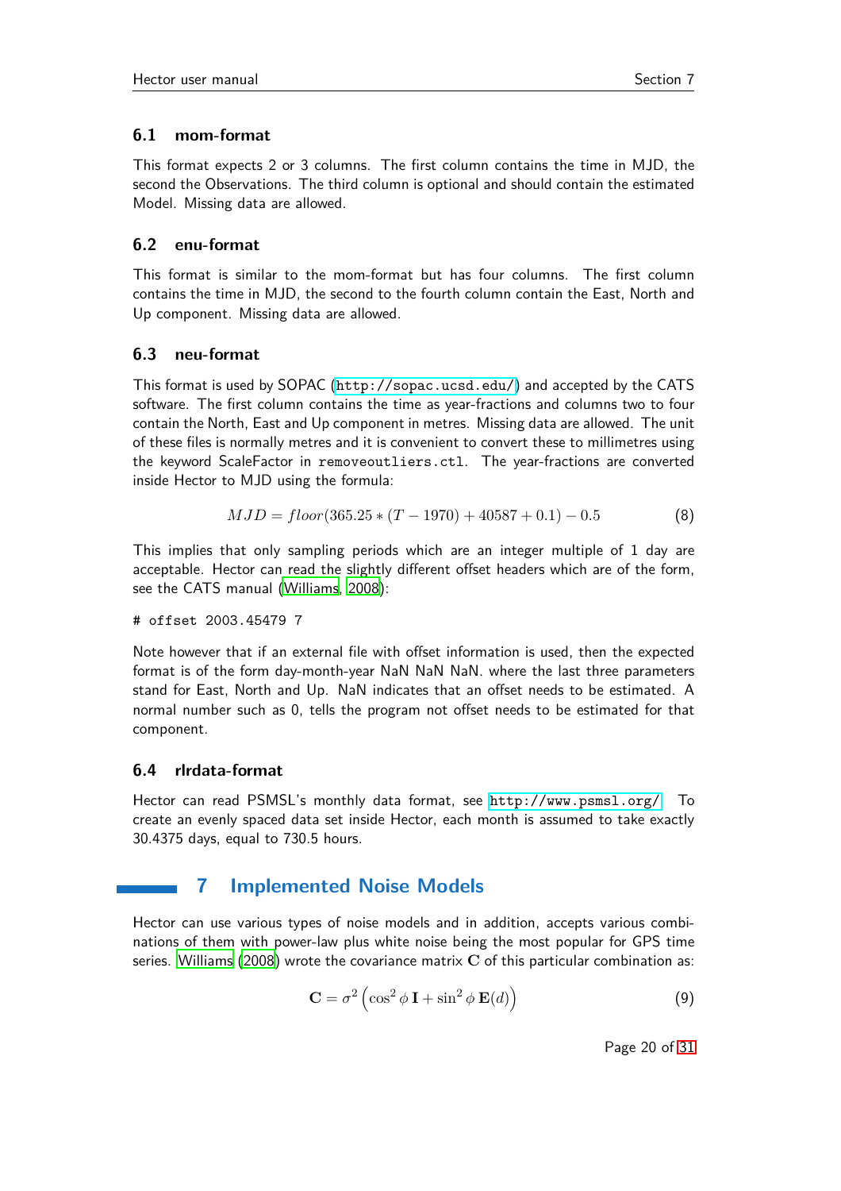### 6.1 mom-format

This format expects 2 or 3 columns. The first column contains the time in MJD, the second the Observations. The third column is optional and should contain the estimated Model. Missing data are allowed.

### 6.2 enu-format

This format is similar to the mom-format but has four columns. The first column contains the time in MJD, the second to the fourth column contain the East, North and Up component. Missing data are allowed.

### 6.3 neu-format

This format is used by SOPAC (http://sopac.ucsd.edu/) and accepted by the CATS software. The first column contains the time as year-fractions and columns two to four contain the North, East and Up component in metres. Missing data are allowed. The unit of these files is normally metres and it is convenient to convert these to millimetres using the keyword ScaleFactor in `removeoutliers.ctl`. The year-fractions are converted inside Hector to MJD using the formula:

$$MJD = floor(365.25 * (T - 1970) + 40587 + 0.1) - 0.5 \tag{8}$$

This implies that only sampling periods which are an integer multiple of 1 day are acceptable. Hector can read the slightly different offset headers which are of the form, see the CATS manual (Williams, 2008):

```
# offset 2003.45479 7
```

Note however that if an external file with offset information is used, then the expected format is of the form day-month-year NaN NaN NaN. where the last three parameters stand for East, North and Up. NaN indicates that an offset needs to be estimated. A normal number such as 0, tells the program not offset needs to be estimated for that component.

### 6.4 rlrdata-format

Hector can read PSMSL's monthly data format, see http://www.psmsl.org/. To create an evenly spaced data set inside Hector, each month is assumed to take exactly 30.4375 days, equal to 730.5 hours.

## 7 Implemented Noise Models

Hector can use various types of noise models and in addition, accepts various combinations of them with power-law plus white noise being the most popular for GPS time series. Williams (2008) wrote the covariance matrix $\mathbf{C}$ of this particular combination as:

$$\mathbf{C} = \sigma^2 \left( \cos^2 \phi \, \mathbf{I} + \sin^2 \phi \, \mathbf{E}(d) \right) \tag{9}$$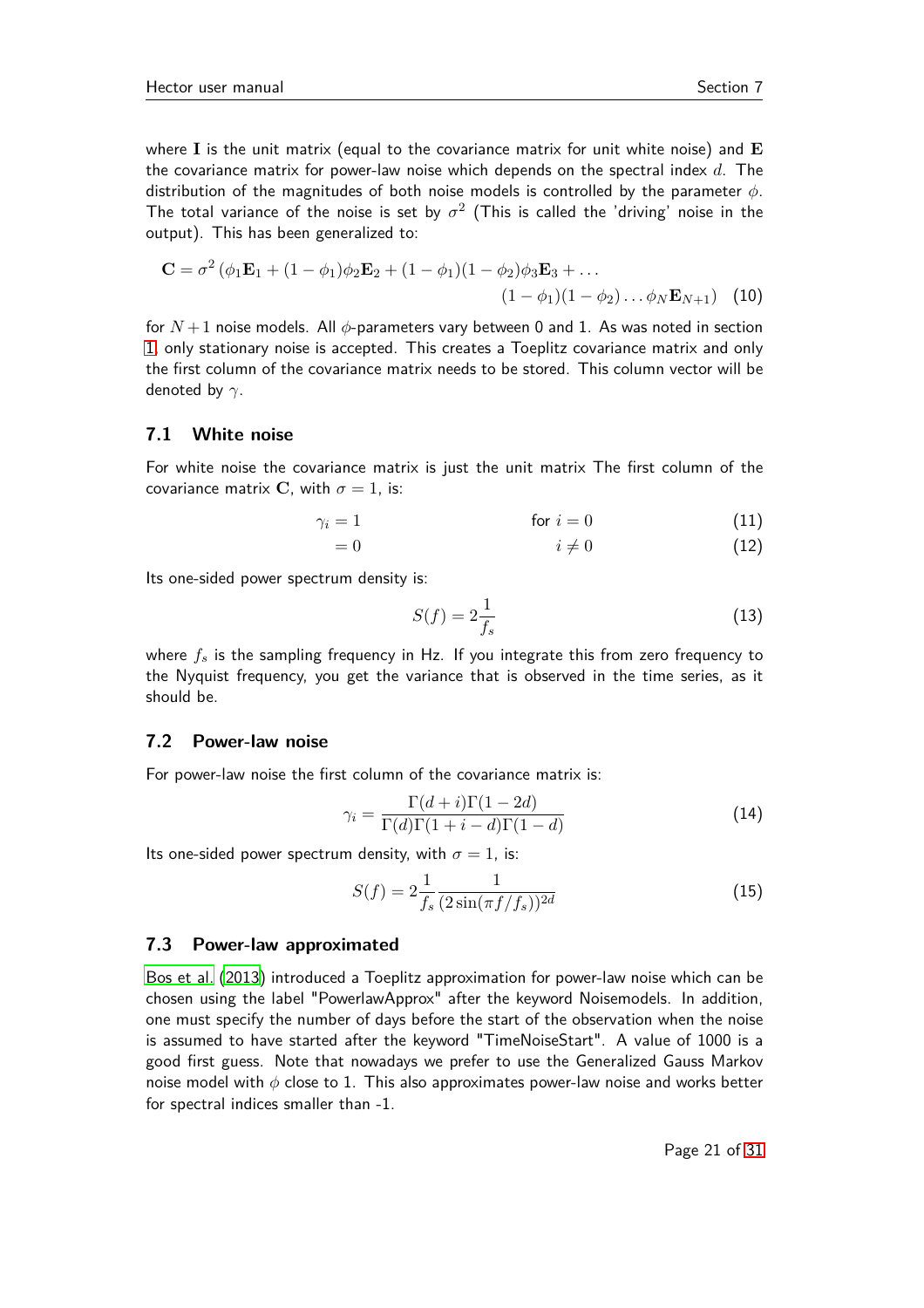where $\mathbf{I}$ is the unit matrix (equal to the covariance matrix for unit white noise) and $\mathbf{E}$ the covariance matrix for power-law noise which depends on the spectral index $d$. The distribution of the magnitudes of both noise models is controlled by the parameter $\phi$. The total variance of the noise is set by $\sigma^2$ (This is called the 'driving' noise in the output). This has been generalized to:

$$\mathbf{C} = \sigma^2 \left( \phi_1 \mathbf{E}_1 + (1-\phi_1)\phi_2 \mathbf{E}_2 + (1-\phi_1)(1-\phi_2)\phi_3 \mathbf{E}_3 + \ldots \right.$$
$$\left. (1-\phi_1)(1-\phi_2)\ldots\phi_N \mathbf{E}_{N+1} \right) \quad (10)$$

for $N+1$ noise models. All $\phi$-parameters vary between 0 and 1. As was noted in section 1, only stationary noise is accepted. This creates a Toeplitz covariance matrix and only the first column of the covariance matrix needs to be stored. This column vector will be denoted by $\gamma$.

### 7.1 White noise

For white noise the covariance matrix is just the unit matrix The first column of the covariance matrix $\mathbf{C}$, with $\sigma = 1$, is:

$$\gamma_i = 1 \qquad \text{for } i = 0 \quad (11)$$

$$= 0 \qquad i \neq 0 \quad (12)$$

Its one-sided power spectrum density is:

$$S(f) = 2\frac{1}{f_s} \quad (13)$$

where $f_s$ is the sampling frequency in Hz. If you integrate this from zero frequency to the Nyquist frequency, you get the variance that is observed in the time series, as it should be.

### 7.2 Power-law noise

For power-law noise the first column of the covariance matrix is:

$$\gamma_i = \frac{\Gamma(d+i)\Gamma(1-2d)}{\Gamma(d)\Gamma(1+i-d)\Gamma(1-d)} \quad (14)$$

Its one-sided power spectrum density, with $\sigma = 1$, is:

$$S(f) = 2\frac{1}{f_s}\frac{1}{(2\sin(\pi f/f_s))^{2d}} \quad (15)$$

### 7.3 Power-law approximated

Bos et al. (2013) introduced a Toeplitz approximation for power-law noise which can be chosen using the label "PowerlawApprox" after the keyword Noisemodels. In addition, one must specify the number of days before the start of the observation when the noise is assumed to have started after the keyword "TimeNoiseStart". A value of 1000 is a good first guess. Note that nowadays we prefer to use the Generalized Gauss Markov noise model with $\phi$ close to 1. This also approximates power-law noise and works better for spectral indices smaller than -1.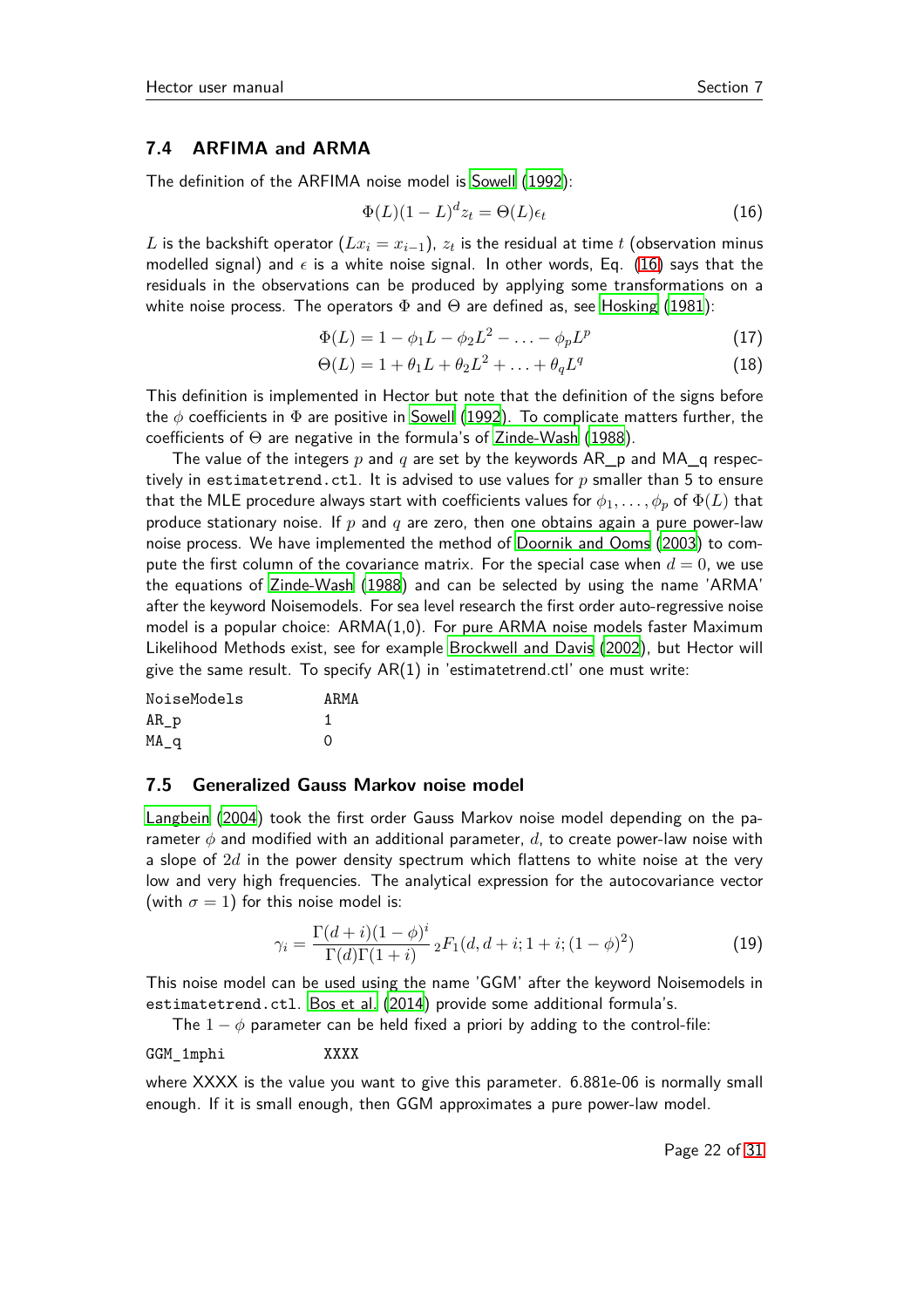### 7.4 ARFIMA and ARMA

The definition of the ARFIMA noise model is Sowell (1992):

$$\Phi(L)(1-L)^d z_t = \Theta(L)\epsilon_t \tag{16}$$

$L$ is the backshift operator ($Lx_i = x_{i-1}$), $z_t$ is the residual at time $t$ (observation minus modelled signal) and $\epsilon$ is a white noise signal. In other words, Eq. (16) says that the residuals in the observations can be produced by applying some transformations on a white noise process. The operators $\Phi$ and $\Theta$ are defined as, see Hosking (1981):

$$\Phi(L) = 1 - \phi_1 L - \phi_2 L^2 - \ldots - \phi_p L^p \tag{17}$$

$$\Theta(L) = 1 + \theta_1 L + \theta_2 L^2 + \ldots + \theta_q L^q \tag{18}$$

This definition is implemented in Hector but note that the definition of the signs before the $\phi$ coefficients in $\Phi$ are positive in Sowell (1992). To complicate matters further, the coefficients of $\Theta$ are negative in the formula's of Zinde-Wash (1988).

The value of the integers $p$ and $q$ are set by the keywords AR_p and MA_q respectively in `estimatetrend.ctl`. It is advised to use values for $p$ smaller than 5 to ensure that the MLE procedure always start with coefficients values for $\phi_1, \ldots, \phi_p$ of $\Phi(L)$ that produce stationary noise. If $p$ and $q$ are zero, then one obtains again a pure power-law noise process. We have implemented the method of Doornik and Ooms (2003) to compute the first column of the covariance matrix. For the special case when $d = 0$, we use the equations of Zinde-Wash (1988) and can be selected by using the name 'ARMA' after the keyword Noisemodels. For sea level research the first order auto-regressive noise model is a popular choice: ARMA(1,0). For pure ARMA noise models faster Maximum Likelihood Methods exist, see for example Brockwell and Davis (2002), but Hector will give the same result. To specify AR(1) in 'estimatetrend.ctl' one must write:

```
NoiseModels         ARMA
AR_p                1
MA_q                0
```

### 7.5 Generalized Gauss Markov noise model

Langbein (2004) took the first order Gauss Markov noise model depending on the parameter $\phi$ and modified with an additional parameter, $d$, to create power-law noise with a slope of $2d$ in the power density spectrum which flattens to white noise at the very low and very high frequencies. The analytical expression for the autocovariance vector (with $\sigma = 1$) for this noise model is:

$$\gamma_i = \frac{\Gamma(d+i)(1-\phi)^i}{\Gamma(d)\Gamma(1+i)}\,{}_2F_1(d, d+i; 1+i; (1-\phi)^2) \tag{19}$$

This noise model can be used using the name 'GGM' after the keyword Noisemodels in `estimatetrend.ctl`. Bos et al. (2014) provide some additional formula's.

The $1-\phi$ parameter can be held fixed a priori by adding to the control-file:

```
GGM_1mphi           XXXX
```

where XXXX is the value you want to give this parameter. 6.881e-06 is normally small enough. If it is small enough, then GGM approximates a pure power-law model.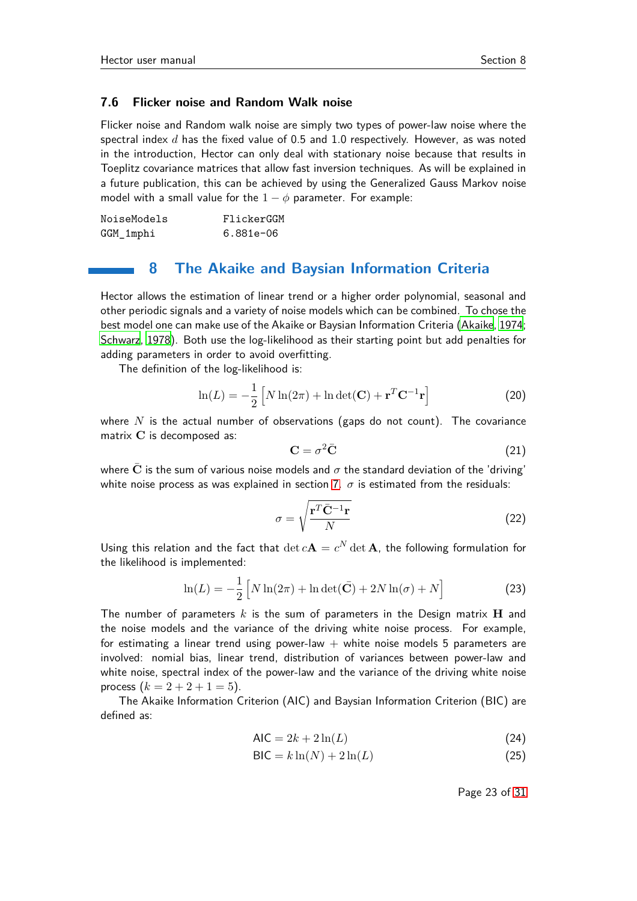### 7.6 Flicker noise and Random Walk noise

Flicker noise and Random walk noise are simply two types of power-law noise where the spectral index $d$ has the fixed value of 0.5 and 1.0 respectively. However, as was noted in the introduction, Hector can only deal with stationary noise because that results in Toeplitz covariance matrices that allow fast inversion techniques. As will be explained in a future publication, this can be achieved by using the Generalized Gauss Markov noise model with a small value for the $1-\phi$ parameter. For example:

```
NoiseModels        FlickerGGM
GGM_1mphi          6.881e-06
```

## 8 The Akaike and Baysian Information Criteria

Hector allows the estimation of linear trend or a higher order polynomial, seasonal and other periodic signals and a variety of noise models which can be combined. To chose the best model one can make use of the Akaike or Baysian Information Criteria (Akaike, 1974; Schwarz, 1978). Both use the log-likelihood as their starting point but add penalties for adding parameters in order to avoid overfitting.

The definition of the log-likelihood is:

$$\ln(L) = -\frac{1}{2}\left[N\ln(2\pi) + \ln\det(\mathbf{C}) + \mathbf{r}^T\mathbf{C}^{-1}\mathbf{r}\right] \tag{20}$$

where $N$ is the actual number of observations (gaps do not count). The covariance matrix $\mathbf{C}$ is decomposed as:

$$\mathbf{C} = \sigma^2\bar{\mathbf{C}} \tag{21}$$

where $\bar{\mathbf{C}}$ is the sum of various noise models and $\sigma$ the standard deviation of the 'driving' white noise process as was explained in section 7. $\sigma$ is estimated from the residuals:

$$\sigma = \sqrt{\frac{\mathbf{r}^T\bar{\mathbf{C}}^{-1}\mathbf{r}}{N}} \tag{22}$$

Using this relation and the fact that $\det c\mathbf{A} = c^N \det \mathbf{A}$, the following formulation for the likelihood is implemented:

$$\ln(L) = -\frac{1}{2}\left[N\ln(2\pi) + \ln\det(\bar{\mathbf{C}}) + 2N\ln(\sigma) + N\right] \tag{23}$$

The number of parameters $k$ is the sum of parameters in the Design matrix $\mathbf{H}$ and the noise models and the variance of the driving white noise process. For example, for estimating a linear trend using power-law + white noise models 5 parameters are involved: nomial bias, linear trend, distribution of variances between power-law and white noise, spectral index of the power-law and the variance of the driving white noise process ($k = 2 + 2 + 1 = 5$).

The Akaike Information Criterion (AIC) and Baysian Information Criterion (BIC) are defined as:

$$\text{AIC} = 2k + 2\ln(L) \tag{24}$$

$$\text{BIC} = k\ln(N) + 2\ln(L) \tag{25}$$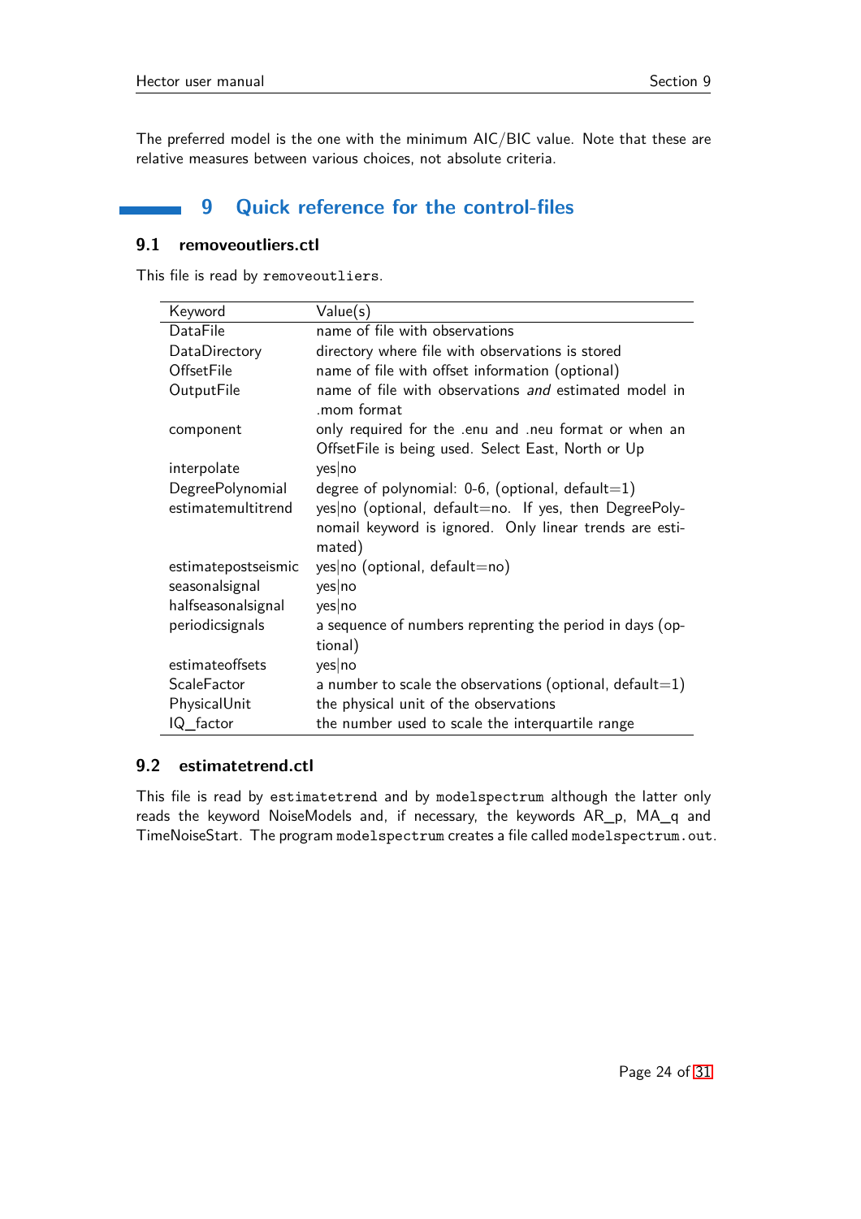The preferred model is the one with the minimum AIC/BIC value. Note that these are relative measures between various choices, not absolute criteria.

# 9 Quick reference for the control-files

## 9.1 removeoutliers.ctl

This file is read by `removeoutliers`.

| Keyword | Value(s) |
|---|---|
| DataFile | name of file with observations |
| DataDirectory | directory where file with observations is stored |
| OffsetFile | name of file with offset information (optional) |
| OutputFile | name of file with observations *and* estimated model in .mom format |
| component | only required for the .enu and .neu format or when an OffsetFile is being used. Select East, North or Up |
| interpolate | yes\|no |
| DegreePolynomial | degree of polynomial: 0-6, (optional, default=1) |
| estimatemultitrend | yes\|no (optional, default=no. If yes, then DegreePolynomail keyword is ignored. Only linear trends are estimated) |
| estimatepostseismic | yes\|no (optional, default=no) |
| seasonalsignal | yes\|no |
| halfseasonalsignal | yes\|no |
| periodicsignals | a sequence of numbers reprenting the period in days (optional) |
| estimateoffsets | yes\|no |
| ScaleFactor | a number to scale the observations (optional, default=1) |
| PhysicalUnit | the physical unit of the observations |
| IQ_factor | the number used to scale the interquartile range |

## 9.2 estimatetrend.ctl

This file is read by `estimatetrend` and by `modelspectrum` although the latter only reads the keyword NoiseModels and, if necessary, the keywords AR_p, MA_q and TimeNoiseStart. The program `modelspectrum` creates a file called `modelspectrum.out`.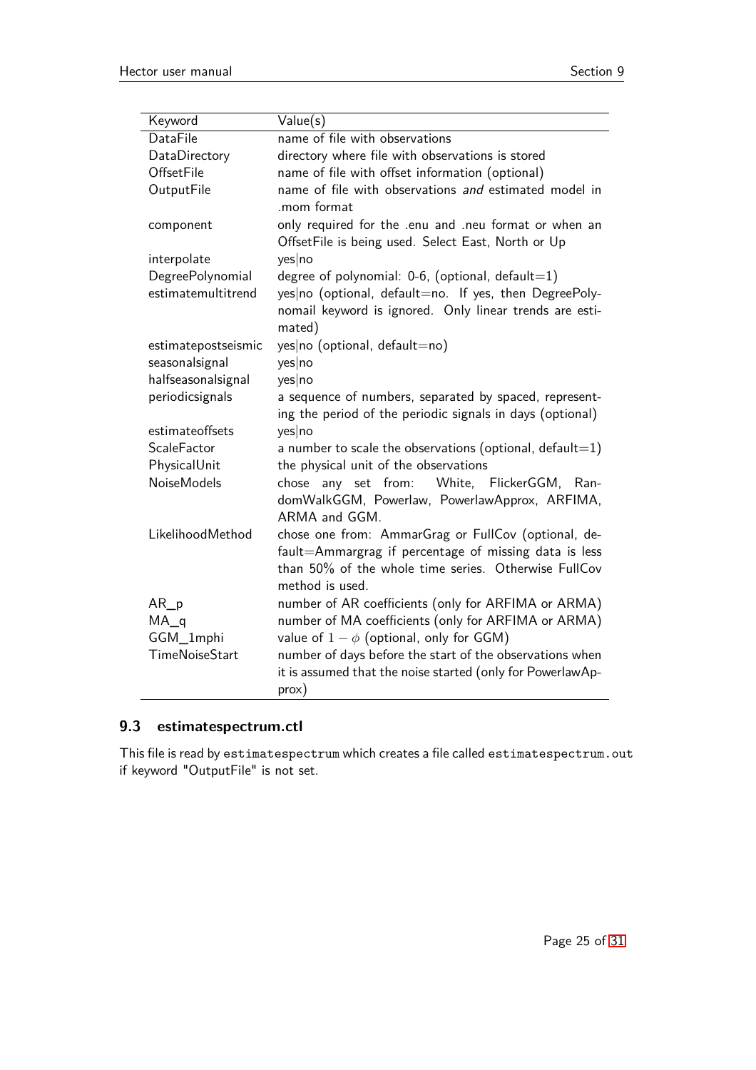| Keyword | Value(s) |
|---|---|
| DataFile | name of file with observations |
| DataDirectory | directory where file with observations is stored |
| OffsetFile | name of file with offset information (optional) |
| OutputFile | name of file with observations *and* estimated model in .mom format |
| component | only required for the .enu and .neu format or when an OffsetFile is being used. Select East, North or Up |
| interpolate | yes\|no |
| DegreePolynomial | degree of polynomial: 0-6, (optional, default=1) |
| estimatemultitrend | yes\|no (optional, default=no. If yes, then DegreePolynomail keyword is ignored. Only linear trends are estimated) |
| estimatepostseismic | yes\|no (optional, default=no) |
| seasonalsignal | yes\|no |
| halfseasonalsignal | yes\|no |
| periodicsignals | a sequence of numbers, separated by spaced, representing the period of the periodic signals in days (optional) |
| estimateoffsets | yes\|no |
| ScaleFactor | a number to scale the observations (optional, default=1) |
| PhysicalUnit | the physical unit of the observations |
| NoiseModels | chose any set from: White, FlickerGGM, RandomWalkGGM, Powerlaw, PowerlawApprox, ARFIMA, ARMA and GGM. |
| LikelihoodMethod | chose one from: AmmarGrag or FullCov (optional, default=Ammargrag if percentage of missing data is less than 50% of the whole time series. Otherwise FullCov method is used. |
| AR_p | number of AR coefficients (only for ARFIMA or ARMA) |
| MA_q | number of MA coefficients (only for ARFIMA or ARMA) |
| GGM_1mphi | value of $1 - \phi$ (optional, only for GGM) |
| TimeNoiseStart | number of days before the start of the observations when it is assumed that the noise started (only for PowerlawApprox) |

## 9.3 estimatespectrum.ctl

This file is read by `estimatespectrum` which creates a file called `estimatespectrum.out` if keyword "OutputFile" is not set.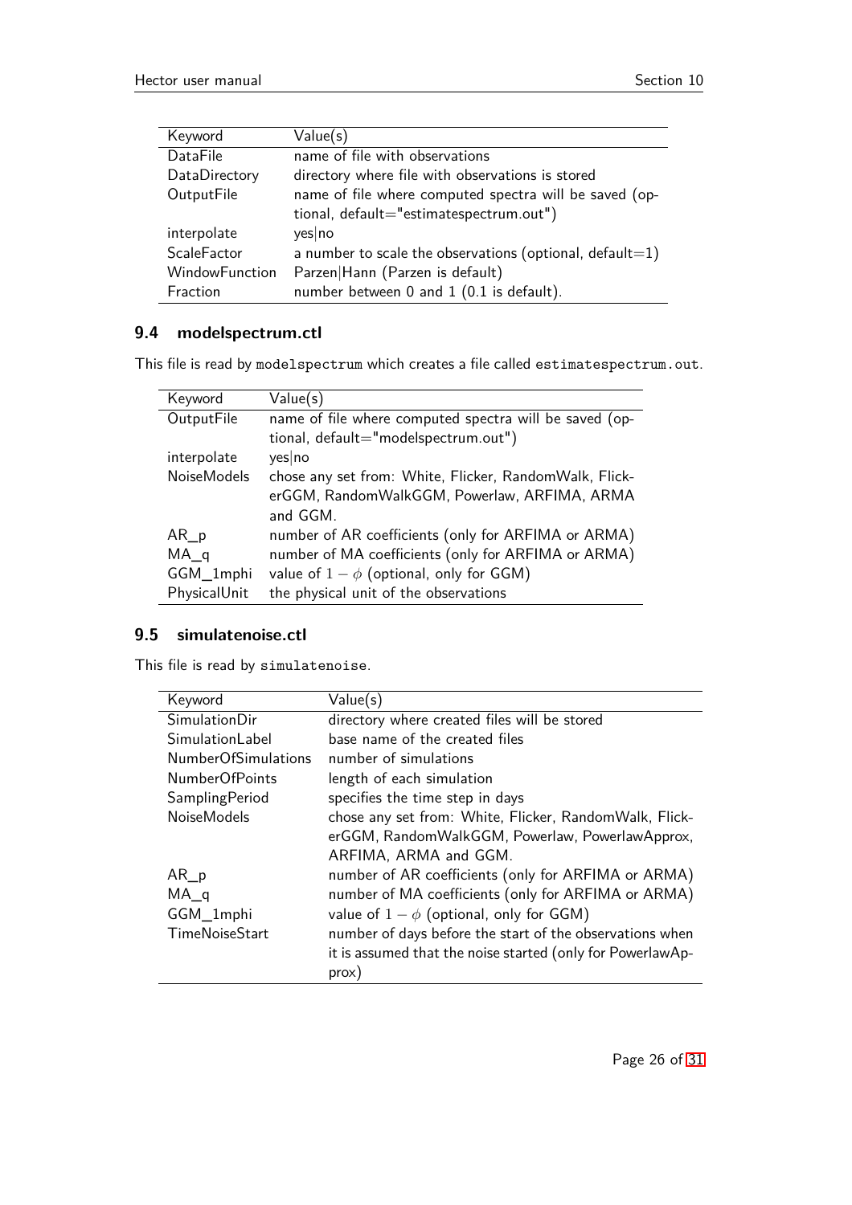| Keyword | Value(s) |
|---|---|
| DataFile | name of file with observations |
| DataDirectory | directory where file with observations is stored |
| OutputFile | name of file where computed spectra will be saved (optional, default="estimatespectrum.out") |
| interpolate | yes\|no |
| ScaleFactor | a number to scale the observations (optional, default=1) |
| WindowFunction | Parzen\|Hann (Parzen is default) |
| Fraction | number between 0 and 1 (0.1 is default). |

### 9.4 modelspectrum.ctl

This file is read by `modelspectrum` which creates a file called `estimatespectrum.out`.

| Keyword | Value(s) |
|---|---|
| OutputFile | name of file where computed spectra will be saved (optional, default="modelspectrum.out") |
| interpolate | yes\|no |
| NoiseModels | chose any set from: White, Flicker, RandomWalk, FlickerGGM, RandomWalkGGM, Powerlaw, ARFIMA, ARMA and GGM. |
| AR_p | number of AR coefficients (only for ARFIMA or ARMA) |
| MA_q | number of MA coefficients (only for ARFIMA or ARMA) |
| GGM_1mphi | value of $1 - \phi$ (optional, only for GGM) |
| PhysicalUnit | the physical unit of the observations |

### 9.5 simulatenoise.ctl

This file is read by `simulatenoise`.

| Keyword | Value(s) |
|---|---|
| SimulationDir | directory where created files will be stored |
| SimulationLabel | base name of the created files |
| NumberOfSimulations | number of simulations |
| NumberOfPoints | length of each simulation |
| SamplingPeriod | specifies the time step in days |
| NoiseModels | chose any set from: White, Flicker, RandomWalk, FlickerGGM, RandomWalkGGM, Powerlaw, PowerlawApprox, ARFIMA, ARMA and GGM. |
| AR_p | number of AR coefficients (only for ARFIMA or ARMA) |
| MA_q | number of MA coefficients (only for ARFIMA or ARMA) |
| GGM_1mphi | value of $1 - \phi$ (optional, only for GGM) |
| TimeNoiseStart | number of days before the start of the observations when it is assumed that the noise started (only for PowerlawApprox) |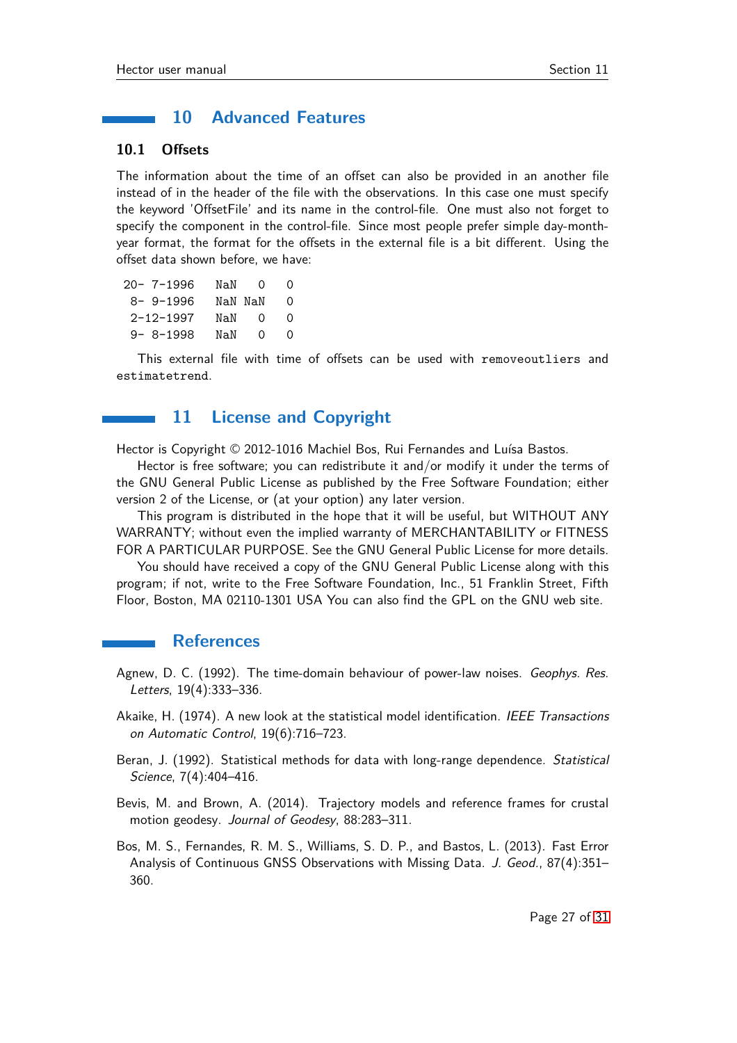# 10 Advanced Features

## 10.1 Offsets

The information about the time of an offset can also be provided in an another file instead of in the header of the file with the observations. In this case one must specify the keyword 'OffsetFile' and its name in the control-file. One must also not forget to specify the component in the control-file. Since most people prefer simple day-month-year format, the format for the offsets in the external file is a bit different. Using the offset data shown before, we have:

```
20- 7-1996    NaN   0    0
 8- 9-1996    NaN NaN    0
 2-12-1997    NaN   0    0
 9- 8-1998    NaN   0    0
```

This external file with time of offsets can be used with `removeoutliers` and `estimatetrend`.

# 11 License and Copyright

Hector is Copyright © 2012-1016 Machiel Bos, Rui Fernandes and Luísa Bastos.

Hector is free software; you can redistribute it and/or modify it under the terms of the GNU General Public License as published by the Free Software Foundation; either version 2 of the License, or (at your option) any later version.

This program is distributed in the hope that it will be useful, but WITHOUT ANY WARRANTY; without even the implied warranty of MERCHANTABILITY or FITNESS FOR A PARTICULAR PURPOSE. See the GNU General Public License for more details.

You should have received a copy of the GNU General Public License along with this program; if not, write to the Free Software Foundation, Inc., 51 Franklin Street, Fifth Floor, Boston, MA 02110-1301 USA You can also find the GPL on the GNU web site.

# References

Agnew, D. C. (1992). The time-domain behaviour of power-law noises. *Geophys. Res. Letters*, 19(4):333–336.

Akaike, H. (1974). A new look at the statistical model identification. *IEEE Transactions on Automatic Control*, 19(6):716–723.

Beran, J. (1992). Statistical methods for data with long-range dependence. *Statistical Science*, 7(4):404–416.

Bevis, M. and Brown, A. (2014). Trajectory models and reference frames for crustal motion geodesy. *Journal of Geodesy*, 88:283–311.

Bos, M. S., Fernandes, R. M. S., Williams, S. D. P., and Bastos, L. (2013). Fast Error Analysis of Continuous GNSS Observations with Missing Data. *J. Geod.*, 87(4):351–360.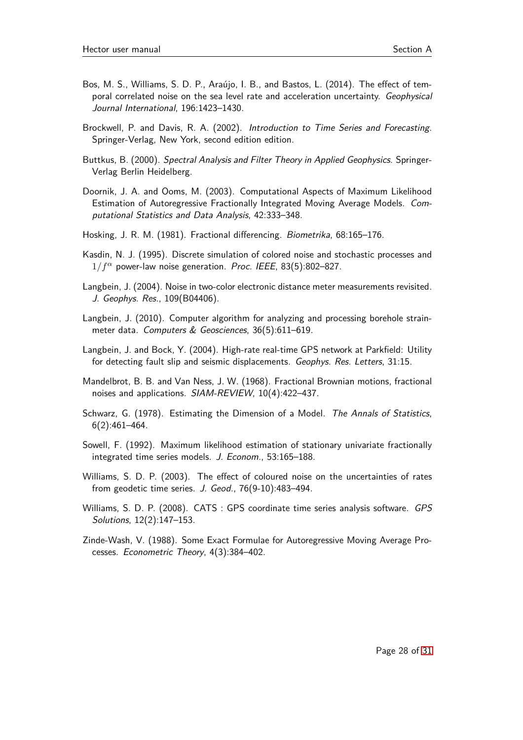Bos, M. S., Williams, S. D. P., Araújo, I. B., and Bastos, L. (2014). The effect of temporal correlated noise on the sea level rate and acceleration uncertainty. *Geophysical Journal International*, 196:1423–1430.

Brockwell, P. and Davis, R. A. (2002). *Introduction to Time Series and Forecasting*. Springer-Verlag, New York, second edition edition.

Buttkus, B. (2000). *Spectral Analysis and Filter Theory in Applied Geophysics*. Springer-Verlag Berlin Heidelberg.

Doornik, J. A. and Ooms, M. (2003). Computational Aspects of Maximum Likelihood Estimation of Autoregressive Fractionally Integrated Moving Average Models. *Computational Statistics and Data Analysis*, 42:333–348.

Hosking, J. R. M. (1981). Fractional differencing. *Biometrika*, 68:165–176.

Kasdin, N. J. (1995). Discrete simulation of colored noise and stochastic processes and $1/f^{\alpha}$ power-law noise generation. *Proc. IEEE*, 83(5):802–827.

Langbein, J. (2004). Noise in two-color electronic distance meter measurements revisited. *J. Geophys. Res.*, 109(B04406).

Langbein, J. (2010). Computer algorithm for analyzing and processing borehole strainmeter data. *Computers & Geosciences*, 36(5):611–619.

Langbein, J. and Bock, Y. (2004). High-rate real-time GPS network at Parkfield: Utility for detecting fault slip and seismic displacements. *Geophys. Res. Letters*, 31:15.

Mandelbrot, B. B. and Van Ness, J. W. (1968). Fractional Brownian motions, fractional noises and applications. *SIAM-REVIEW*, 10(4):422–437.

Schwarz, G. (1978). Estimating the Dimension of a Model. *The Annals of Statistics*, 6(2):461–464.

Sowell, F. (1992). Maximum likelihood estimation of stationary univariate fractionally integrated time series models. *J. Econom.*, 53:165–188.

Williams, S. D. P. (2003). The effect of coloured noise on the uncertainties of rates from geodetic time series. *J. Geod.*, 76(9-10):483–494.

Williams, S. D. P. (2008). CATS : GPS coordinate time series analysis software. *GPS Solutions*, 12(2):147–153.

Zinde-Wash, V. (1988). Some Exact Formulae for Autoregressive Moving Average Processes. *Econometric Theory*, 4(3):384–402.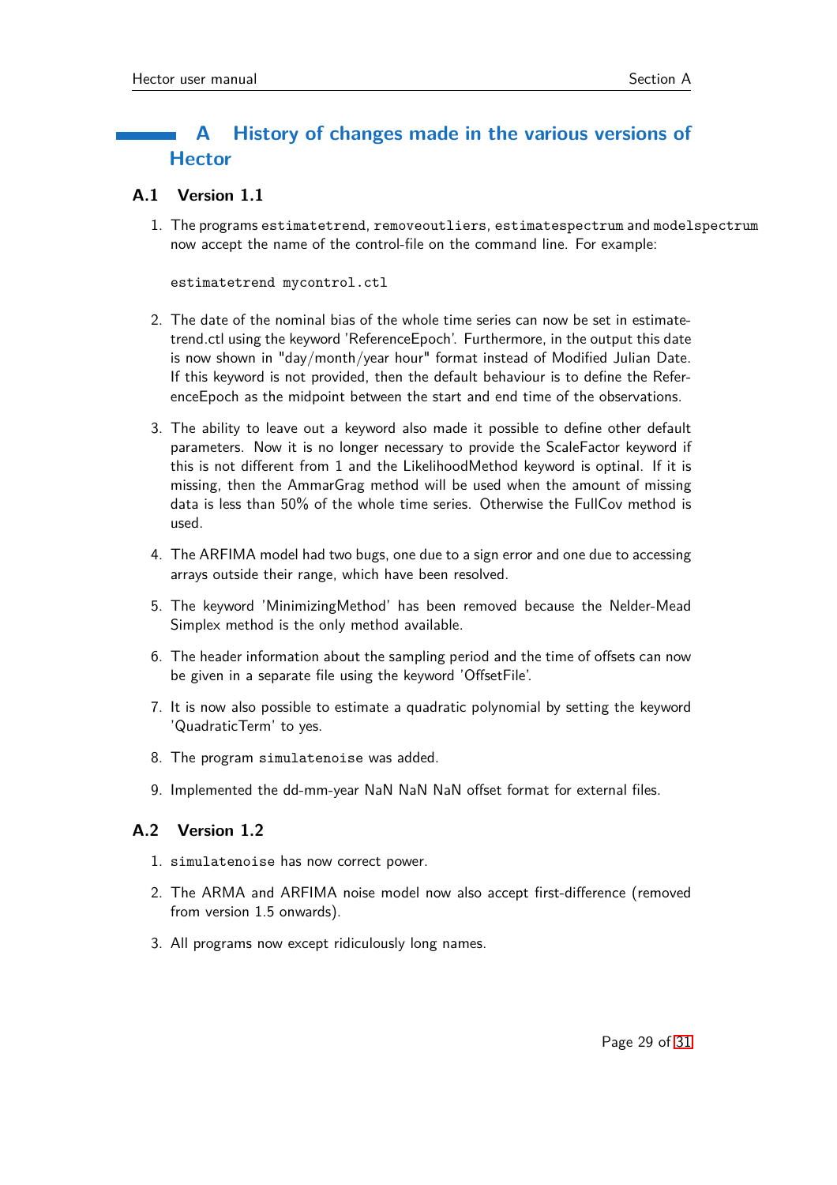# A History of changes made in the various versions of Hector

## A.1 Version 1.1

1. The programs `estimatetrend`, `removeoutliers`, `estimatespectrum` and `modelspectrum` now accept the name of the control-file on the command line. For example:

```
estimatetrend mycontrol.ctl
```

2. The date of the nominal bias of the whole time series can now be set in estimatetrend.ctl using the keyword 'ReferenceEpoch'. Furthermore, in the output this date is now shown in "day/month/year hour" format instead of Modified Julian Date. If this keyword is not provided, then the default behaviour is to define the ReferenceEpoch as the midpoint between the start and end time of the observations.

3. The ability to leave out a keyword also made it possible to define other default parameters. Now it is no longer necessary to provide the ScaleFactor keyword if this is not different from 1 and the LikelihoodMethod keyword is optinal. If it is missing, then the AmmarGrag method will be used when the amount of missing data is less than 50% of the whole time series. Otherwise the FullCov method is used.

4. The ARFIMA model had two bugs, one due to a sign error and one due to accessing arrays outside their range, which have been resolved.

5. The keyword 'MinimizingMethod' has been removed because the Nelder-Mead Simplex method is the only method available.

6. The header information about the sampling period and the time of offsets can now be given in a separate file using the keyword 'OffsetFile'.

7. It is now also possible to estimate a quadratic polynomial by setting the keyword 'QuadraticTerm' to yes.

8. The program `simulatenoise` was added.

9. Implemented the dd-mm-year NaN NaN NaN offset format for external files.

## A.2 Version 1.2

1. `simulatenoise` has now correct power.

2. The ARMA and ARFIMA noise model now also accept first-difference (removed from version 1.5 onwards).

3. All programs now except ridiculously long names.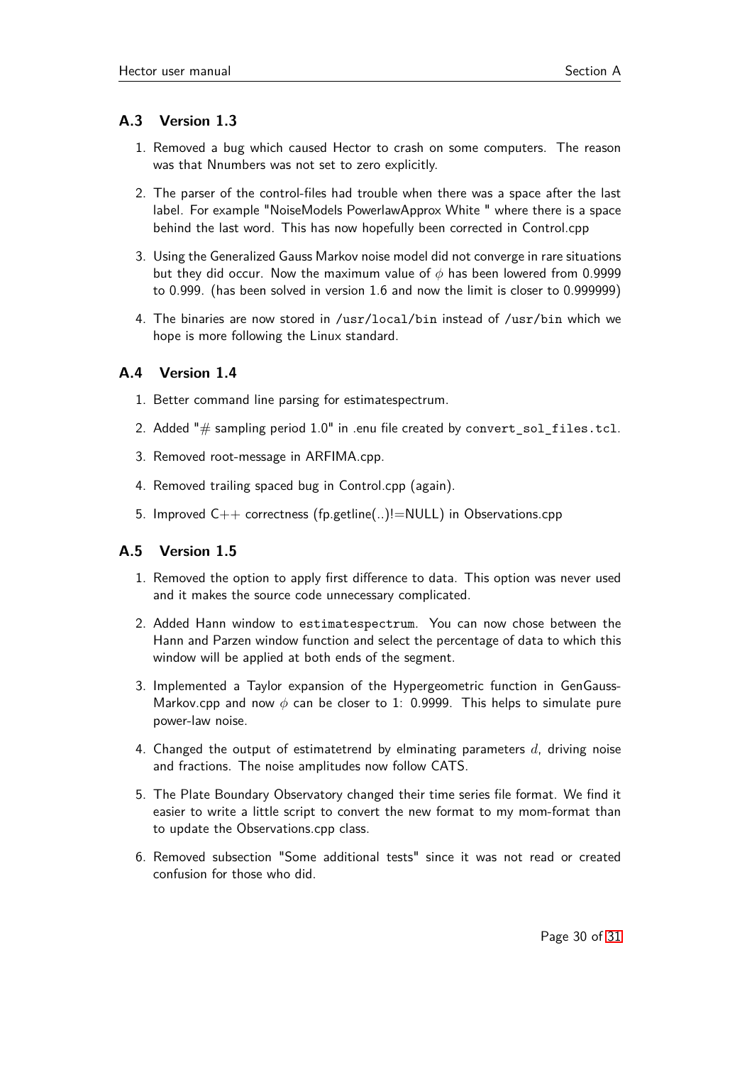## A.3 Version 1.3

1. Removed a bug which caused Hector to crash on some computers. The reason was that Nnumbers was not set to zero explicitly.

2. The parser of the control-files had trouble when there was a space after the last label. For example "NoiseModels PowerlawApprox White " where there is a space behind the last word. This has now hopefully been corrected in Control.cpp

3. Using the Generalized Gauss Markov noise model did not converge in rare situations but they did occur. Now the maximum value of $\phi$ has been lowered from 0.9999 to 0.999. (has been solved in version 1.6 and now the limit is closer to 0.999999)

4. The binaries are now stored in `/usr/local/bin` instead of `/usr/bin` which we hope is more following the Linux standard.

## A.4 Version 1.4

1. Better command line parsing for estimatespectrum.

2. Added "# sampling period 1.0" in .enu file created by `convert_sol_files.tcl`.

3. Removed root-message in ARFIMA.cpp.

4. Removed trailing spaced bug in Control.cpp (again).

5. Improved C++ correctness (fp.getline(..)!=NULL) in Observations.cpp

## A.5 Version 1.5

1. Removed the option to apply first difference to data. This option was never used and it makes the source code unnecessary complicated.

2. Added Hann window to `estimatespectrum`. You can now chose between the Hann and Parzen window function and select the percentage of data to which this window will be applied at both ends of the segment.

3. Implemented a Taylor expansion of the Hypergeometric function in GenGauss-Markov.cpp and now $\phi$ can be closer to 1: 0.9999. This helps to simulate pure power-law noise.

4. Changed the output of estimatetrend by elminating parameters $d$, driving noise and fractions. The noise amplitudes now follow CATS.

5. The Plate Boundary Observatory changed their time series file format. We find it easier to write a little script to convert the new format to my mom-format than to update the Observations.cpp class.

6. Removed subsection "Some additional tests" since it was not read or created confusion for those who did.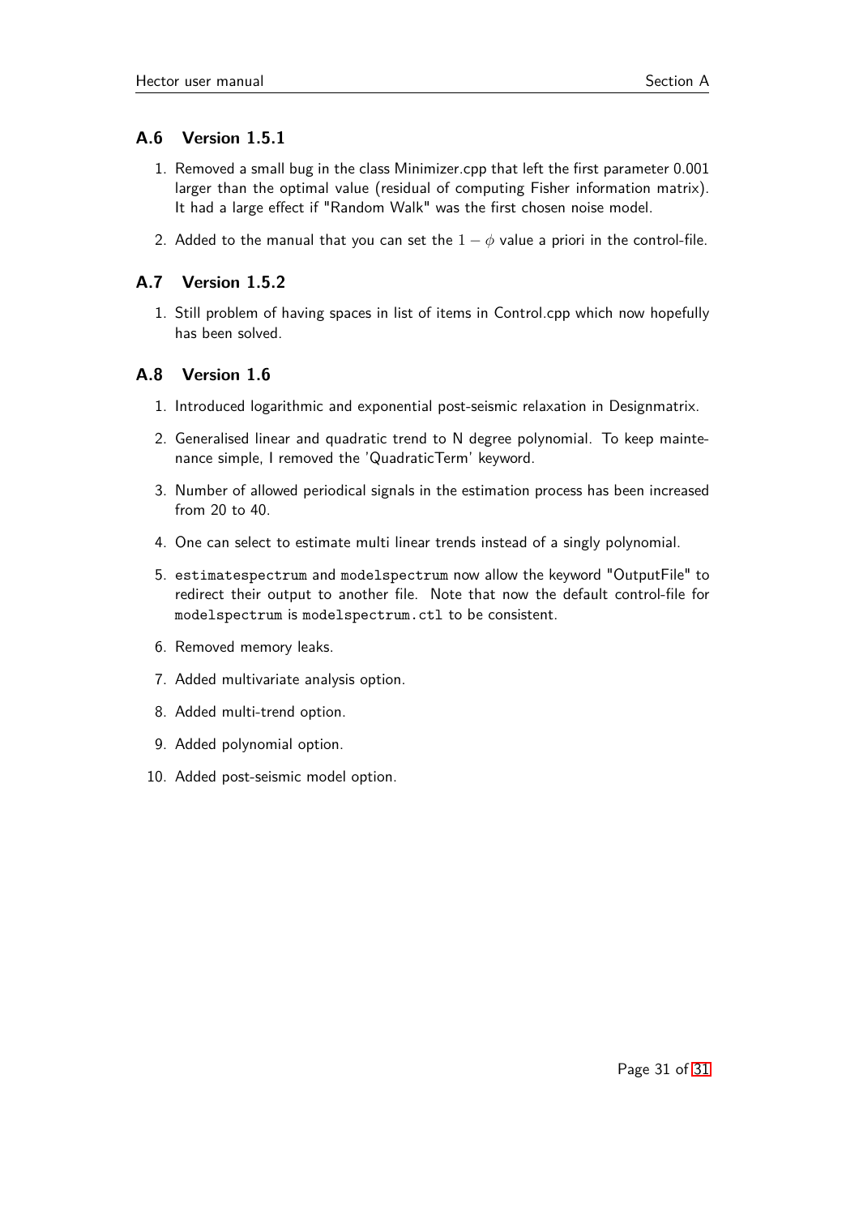## A.6 Version 1.5.1

1. Removed a small bug in the class Minimizer.cpp that left the first parameter 0.001 larger than the optimal value (residual of computing Fisher information matrix). It had a large effect if "Random Walk" was the first chosen noise model.
2. Added to the manual that you can set the $1 - \phi$ value a priori in the control-file.

## A.7 Version 1.5.2

1. Still problem of having spaces in list of items in Control.cpp which now hopefully has been solved.

## A.8 Version 1.6

1. Introduced logarithmic and exponential post-seismic relaxation in Designmatrix.
2. Generalised linear and quadratic trend to N degree polynomial. To keep maintenance simple, I removed the 'QuadraticTerm' keyword.
3. Number of allowed periodical signals in the estimation process has been increased from 20 to 40.
4. One can select to estimate multi linear trends instead of a singly polynomial.
5. `estimatespectrum` and `modelspectrum` now allow the keyword "OutputFile" to redirect their output to another file. Note that now the default control-file for `modelspectrum` is `modelspectrum.ctl` to be consistent.
6. Removed memory leaks.
7. Added multivariate analysis option.
8. Added multi-trend option.
9. Added polynomial option.
10. Added post-seismic model option.